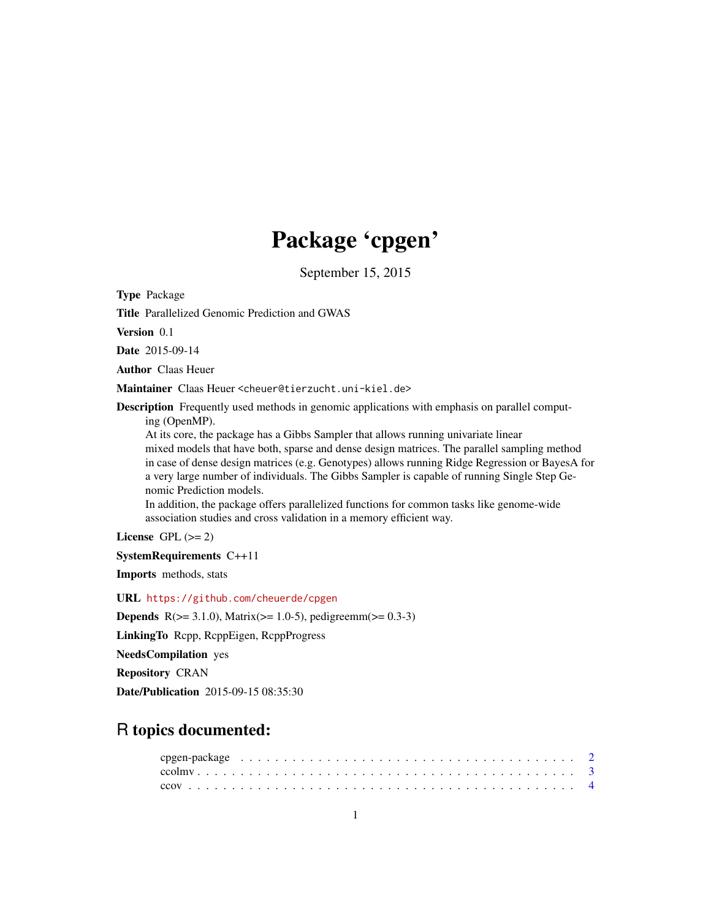# Package 'cpgen'

September 15, 2015

**Type** Package

**Title** Parallelized Genomic Prediction and GWAS

**Version** 0.1

**Date** 2015-09-14

**Author** Claas Heuer

**Maintainer** Claas Heuer <cheuer@tierzucht.uni-kiel.de>

**Description** Frequently used methods in genomic applications with emphasis on parallel computing (OpenMP).
At its core, the package has a Gibbs Sampler that allows running univariate linear mixed models that have both, sparse and dense design matrices. The parallel sampling method in case of dense design matrices (e.g. Genotypes) allows running Ridge Regression or BayesA for a very large number of individuals. The Gibbs Sampler is capable of running Single Step Genomic Prediction models.
In addition, the package offers parallelized functions for common tasks like genome-wide association studies and cross validation in a memory efficient way.

**License** GPL (>= 2)

**SystemRequirements** C++11

**Imports** methods, stats

**URL** https://github.com/cheuerde/cpgen

**Depends** R(>= 3.1.0), Matrix(>= 1.0-5), pedigreemm(>= 0.3-3)

**LinkingTo** Rcpp, RcppEigen, RcppProgress

**NeedsCompilation** yes

**Repository** CRAN

**Date/Publication** 2015-09-15 08:35:30

## R topics documented:

cpgen-package . . . . . . . . . . . . . . . . . . . . . . . . . . . . . . . . . . . . . . . 2
ccolmv . . . . . . . . . . . . . . . . . . . . . . . . . . . . . . . . . . . . . . . . . . . 3
ccov . . . . . . . . . . . . . . . . . . . . . . . . . . . . . . . . . . . . . . . . . . . . 4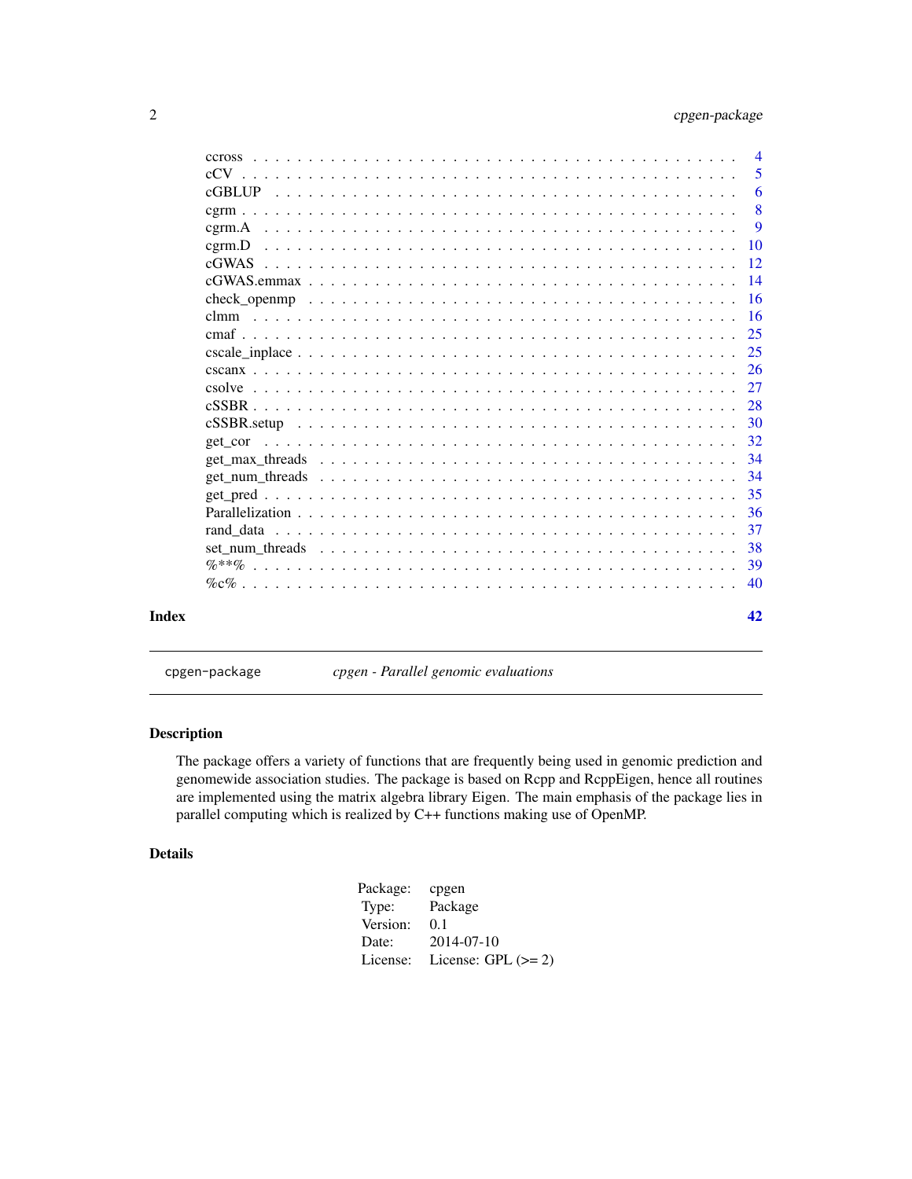ccross . . . . . . . . . . . . . . . . . . . . . . . . . . . . . . . . . . . . . . . 4
cCV . . . . . . . . . . . . . . . . . . . . . . . . . . . . . . . . . . . . . . . . . 5
cGBLUP . . . . . . . . . . . . . . . . . . . . . . . . . . . . . . . . . . . . . . . 6
cgrm . . . . . . . . . . . . . . . . . . . . . . . . . . . . . . . . . . . . . . . . 8
cgrm.A . . . . . . . . . . . . . . . . . . . . . . . . . . . . . . . . . . . . . . . 9
cgrm.D . . . . . . . . . . . . . . . . . . . . . . . . . . . . . . . . . . . . . . . 10
cGWAS . . . . . . . . . . . . . . . . . . . . . . . . . . . . . . . . . . . . . . . 12
cGWAS.emmax . . . . . . . . . . . . . . . . . . . . . . . . . . . . . . . . . . . . 14
check_openmp . . . . . . . . . . . . . . . . . . . . . . . . . . . . . . . . . . . 16
clmm . . . . . . . . . . . . . . . . . . . . . . . . . . . . . . . . . . . . . . . . 16
cmaf . . . . . . . . . . . . . . . . . . . . . . . . . . . . . . . . . . . . . . . . 25
cscale_inplace . . . . . . . . . . . . . . . . . . . . . . . . . . . . . . . . . . . 25
cscanx . . . . . . . . . . . . . . . . . . . . . . . . . . . . . . . . . . . . . . . 26
csolve . . . . . . . . . . . . . . . . . . . . . . . . . . . . . . . . . . . . . . . 27
cSSBR . . . . . . . . . . . . . . . . . . . . . . . . . . . . . . . . . . . . . . . . 28
cSSBR.setup . . . . . . . . . . . . . . . . . . . . . . . . . . . . . . . . . . . . 30
get_cor . . . . . . . . . . . . . . . . . . . . . . . . . . . . . . . . . . . . . . . 32
get_max_threads . . . . . . . . . . . . . . . . . . . . . . . . . . . . . . . . . . 34
get_num_threads . . . . . . . . . . . . . . . . . . . . . . . . . . . . . . . . . . 34
get_pred . . . . . . . . . . . . . . . . . . . . . . . . . . . . . . . . . . . . . . 35
Parallelization . . . . . . . . . . . . . . . . . . . . . . . . . . . . . . . . . . 36
rand_data . . . . . . . . . . . . . . . . . . . . . . . . . . . . . . . . . . . . . 37
set_num_threads . . . . . . . . . . . . . . . . . . . . . . . . . . . . . . . . . . 38
%**% . . . . . . . . . . . . . . . . . . . . . . . . . . . . . . . . . . . . . . . . 39
%c% . . . . . . . . . . . . . . . . . . . . . . . . . . . . . . . . . . . . . . . . 40

**Index** 42

---

cpgen-package    *cpgen - Parallel genomic evaluations*

---

## Description

The package offers a variety of functions that are frequently being used in genomic prediction and genomewide association studies. The package is based on Rcpp and RcppEigen, hence all routines are implemented using the matrix algebra library Eigen. The main emphasis of the package lies in parallel computing which is realized by C++ functions making use of OpenMP.

## Details

| | |
|---|---|
| Package: | cpgen |
| Type: | Package |
| Version: | 0.1 |
| Date: | 2014-07-10 |
| License: | License: GPL (>= 2) |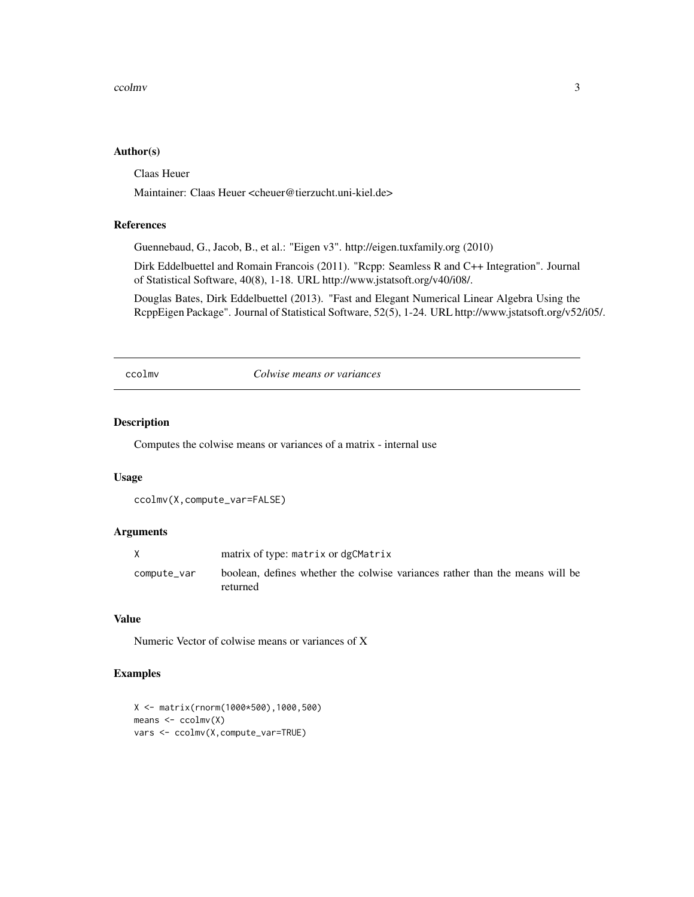## Author(s)

Claas Heuer

Maintainer: Claas Heuer <cheuer@tierzucht.uni-kiel.de>

## References

Guennebaud, G., Jacob, B., et al.: "Eigen v3". http://eigen.tuxfamily.org (2010)

Dirk Eddelbuettel and Romain Francois (2011). "Rcpp: Seamless R and C++ Integration". Journal of Statistical Software, 40(8), 1-18. URL http://www.jstatsoft.org/v40/i08/.

Douglas Bates, Dirk Eddelbuettel (2013). "Fast and Elegant Numerical Linear Algebra Using the RcppEigen Package". Journal of Statistical Software, 52(5), 1-24. URL http://www.jstatsoft.org/v52/i05/.

---

# ccolmv — *Colwise means or variances*

## Description

Computes the colwise means or variances of a matrix - internal use

## Usage

```
ccolmv(X,compute_var=FALSE)
```

## Arguments

| | |
|---|---|
| X | matrix of type: matrix or dgCMatrix |
| compute_var | boolean, defines whether the colwise variances rather than the means will be returned |

## Value

Numeric Vector of colwise means or variances of X

## Examples

```
X <- matrix(rnorm(1000*500),1000,500)
means <- ccolmv(X)
vars <- ccolmv(X,compute_var=TRUE)
```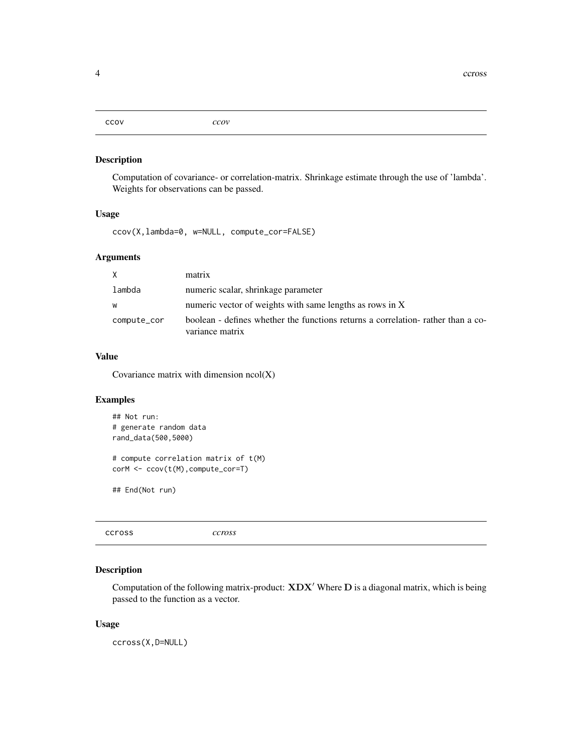## ccov *ccov*

### Description

Computation of covariance- or correlation-matrix. Shrinkage estimate through the use of 'lambda'. Weights for observations can be passed.

### Usage

```
ccov(X,lambda=0, w=NULL, compute_cor=FALSE)
```

### Arguments

| | |
|---|---|
| `X` | matrix |
| `lambda` | numeric scalar, shrinkage parameter |
| `w` | numeric vector of weights with same lengths as rows in X |
| `compute_cor` | boolean - defines whether the functions returns a correlation- rather than a covariance matrix |

### Value

Covariance matrix with dimension ncol(X)

### Examples

```
## Not run:
# generate random data
rand_data(500,5000)

# compute correlation matrix of t(M)
corM <- ccov(t(M),compute_cor=T)

## End(Not run)
```

## ccross *ccross*

### Description

Computation of the following matrix-product: $\mathbf{XDX}'$ Where $\mathbf{D}$ is a diagonal matrix, which is being passed to the function as a vector.

### Usage

```
ccross(X,D=NULL)
```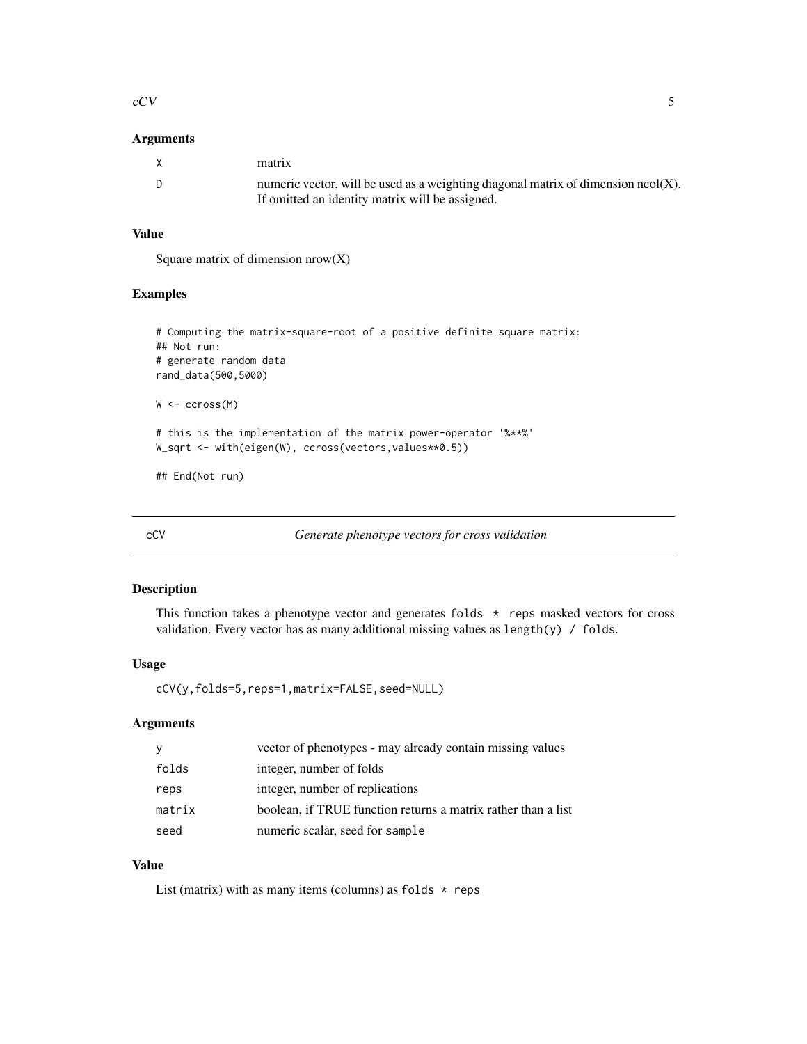### Arguments

| | |
|---|---|
| X | matrix |
| D | numeric vector, will be used as a weighting diagonal matrix of dimension ncol(X). If omitted an identity matrix will be assigned. |

### Value

Square matrix of dimension nrow(X)

### Examples

```
# Computing the matrix-square-root of a positive definite square matrix:
## Not run:
# generate random data
rand_data(500,5000)

W <- ccross(M)

# this is the implementation of the matrix power-operator '%**%'
W_sqrt <- with(eigen(W), ccross(vectors,values**0.5))

## End(Not run)
```

## cCV *Generate phenotype vectors for cross validation*

### Description

This function takes a phenotype vector and generates `folds * reps` masked vectors for cross validation. Every vector has as many additional missing values as `length(y) / folds`.

### Usage

```
cCV(y,folds=5,reps=1,matrix=FALSE,seed=NULL)
```

### Arguments

| | |
|---|---|
| y | vector of phenotypes - may already contain missing values |
| folds | integer, number of folds |
| reps | integer, number of replications |
| matrix | boolean, if TRUE function returns a matrix rather than a list |
| seed | numeric scalar, seed for `sample` |

### Value

List (matrix) with as many items (columns) as `folds * reps`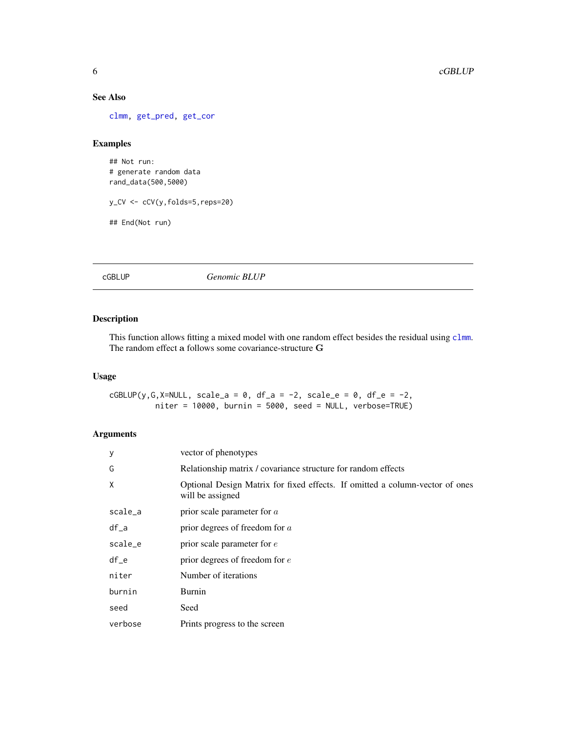## See Also

clmm, get_pred, get_cor

## Examples

```
## Not run:
# generate random data
rand_data(500,5000)

y_CV <- cCV(y,folds=5,reps=20)

## End(Not run)
```

---

# cGBLUP *Genomic BLUP*

## Description

This function allows fitting a mixed model with one random effect besides the residual using clmm. The random effect $\mathbf{a}$ follows some covariance-structure $\mathbf{G}$

## Usage

```
cGBLUP(y,G,X=NULL, scale_a = 0, df_a = -2, scale_e = 0, df_e = -2,
          niter = 10000, burnin = 5000, seed = NULL, verbose=TRUE)
```

## Arguments

| | |
|---|---|
| y | vector of phenotypes |
| G | Relationship matrix / covariance structure for random effects |
| X | Optional Design Matrix for fixed effects. If omitted a column-vector of ones will be assigned |
| scale_a | prior scale parameter for $a$ |
| df_a | prior degrees of freedom for $a$ |
| scale_e | prior scale parameter for $e$ |
| df_e | prior degrees of freedom for $e$ |
| niter | Number of iterations |
| burnin | Burnin |
| seed | Seed |
| verbose | Prints progress to the screen |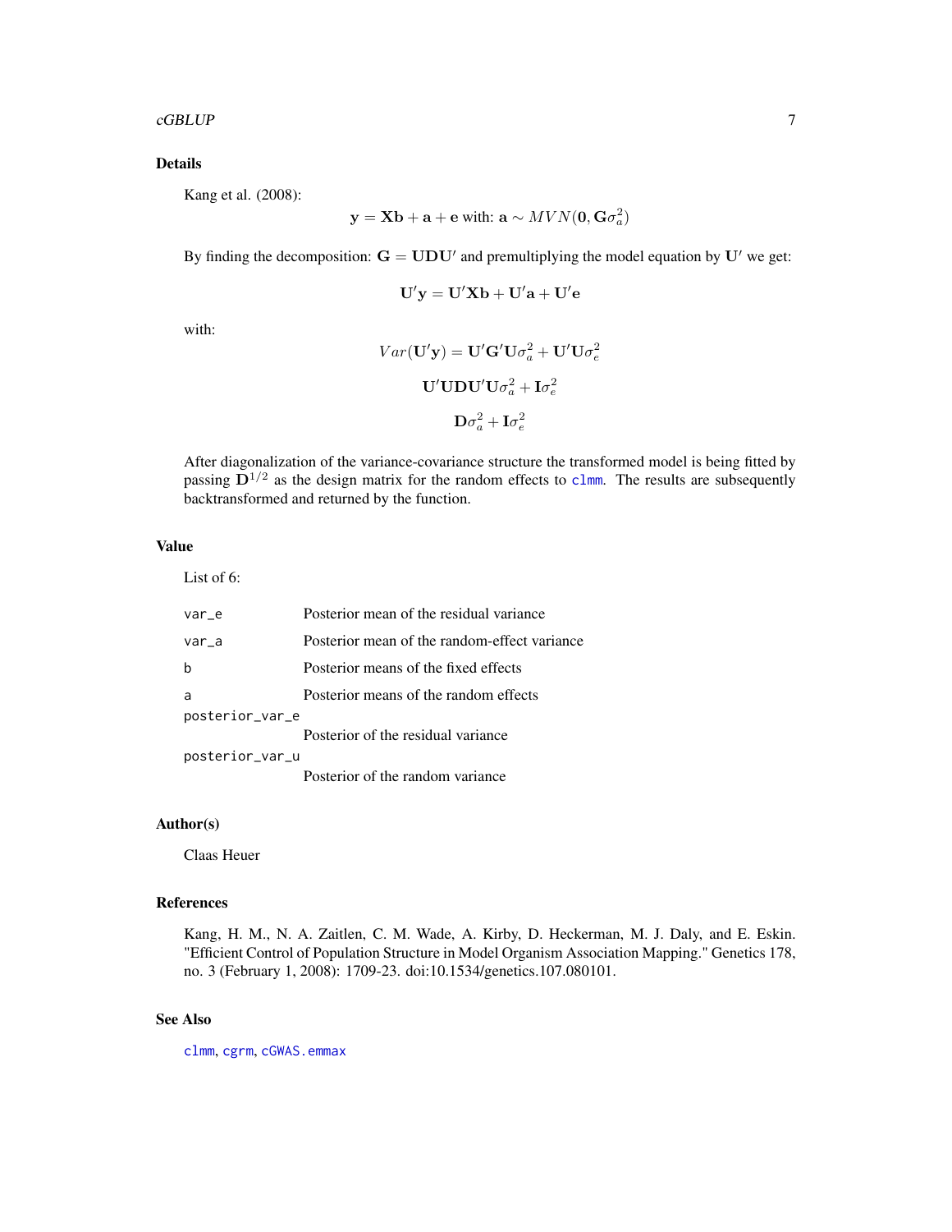## Details

Kang et al. (2008):

$$\mathbf{y} = \mathbf{Xb} + \mathbf{a} + \mathbf{e} \text{ with: } \mathbf{a} \sim MVN(\mathbf{0}, \mathbf{G}\sigma_a^2)$$

By finding the decomposition: $\mathbf{G} = \mathbf{UDU'}$ and premultiplying the model equation by $\mathbf{U'}$ we get:

$$\mathbf{U'y} = \mathbf{U'Xb} + \mathbf{U'a} + \mathbf{U'e}$$

with:

$$Var(\mathbf{U'y}) = \mathbf{U'G'U}\sigma_a^2 + \mathbf{U'U}\sigma_e^2$$

$$\mathbf{U'UDU'U}\sigma_a^2 + \mathbf{I}\sigma_e^2$$

$$\mathbf{D}\sigma_a^2 + \mathbf{I}\sigma_e^2$$

After diagonalization of the variance-covariance structure the transformed model is being fitted by passing $\mathbf{D}^{1/2}$ as the design matrix for the random effects to clmm. The results are subsequently backtransformed and returned by the function.

## Value

List of 6:

| | |
|---|---|
| var_e | Posterior mean of the residual variance |
| var_a | Posterior mean of the random-effect variance |
| b | Posterior means of the fixed effects |
| a | Posterior means of the random effects |
| posterior_var_e | Posterior of the residual variance |
| posterior_var_u | Posterior of the random variance |

## Author(s)

Claas Heuer

## References

Kang, H. M., N. A. Zaitlen, C. M. Wade, A. Kirby, D. Heckerman, M. J. Daly, and E. Eskin. "Efficient Control of Population Structure in Model Organism Association Mapping." Genetics 178, no. 3 (February 1, 2008): 1709-23. doi:10.1534/genetics.107.080101.

## See Also

clmm, cgrm, cGWAS.emmax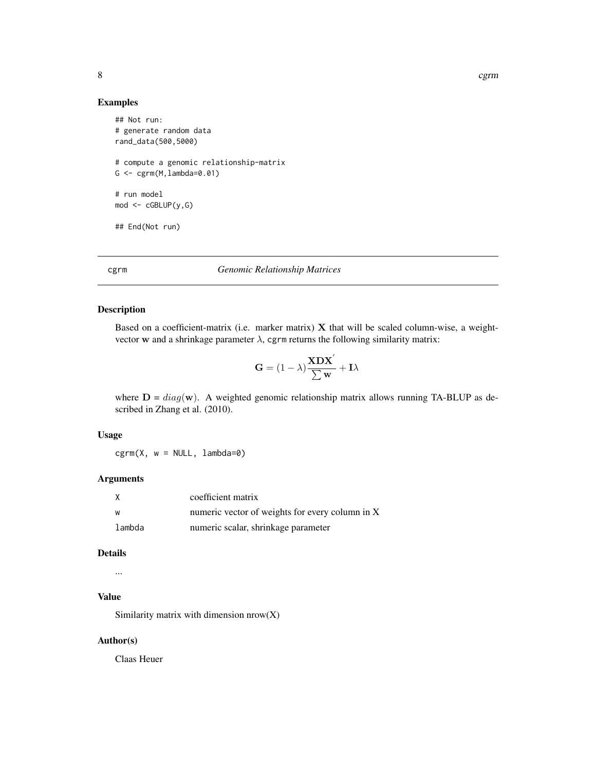## Examples

```
## Not run:
# generate random data
rand_data(500,5000)

# compute a genomic relationship-matrix
G <- cgrm(M,lambda=0.01)

# run model
mod <- cGBLUP(y,G)

## End(Not run)
```

---

# cgrm *Genomic Relationship Matrices*

## Description

Based on a coefficient-matrix (i.e. marker matrix) $\mathbf{X}$ that will be scaled column-wise, a weight-vector $\mathbf{w}$ and a shrinkage parameter $\lambda$, `cgrm` returns the following similarity matrix:

$$\mathbf{G} = (1-\lambda)\frac{\mathbf{XDX}^{'}}{\sum \mathbf{w}} + \mathbf{I}\lambda$$

where $\mathbf{D} = diag(\mathbf{w})$. A weighted genomic relationship matrix allows running TA-BLUP as described in Zhang et al. (2010).

## Usage

```
cgrm(X, w = NULL, lambda=0)
```

## Arguments

| | |
|---|---|
| X | coefficient matrix |
| w | numeric vector of weights for every column in X |
| lambda | numeric scalar, shrinkage parameter |

## Details

...

## Value

Similarity matrix with dimension nrow(X)

## Author(s)

Claas Heuer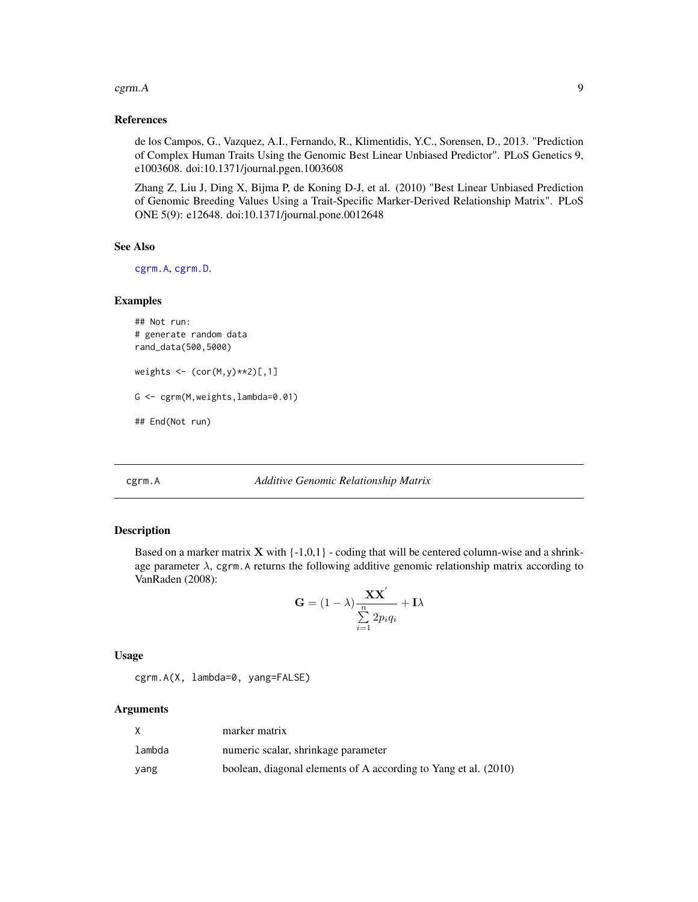### References

de los Campos, G., Vazquez, A.I., Fernando, R., Klimentidis, Y.C., Sorensen, D., 2013. "Prediction of Complex Human Traits Using the Genomic Best Linear Unbiased Predictor". PLoS Genetics 9, e1003608. doi:10.1371/journal.pgen.1003608

Zhang Z, Liu J, Ding X, Bijma P, de Koning D-J, et al. (2010) "Best Linear Unbiased Prediction of Genomic Breeding Values Using a Trait-Specific Marker-Derived Relationship Matrix". PLoS ONE 5(9): e12648. doi:10.1371/journal.pone.0012648

### See Also

`cgrm.A`, `cgrm.D`.

### Examples

```
## Not run:
# generate random data
rand_data(500,5000)

weights <- (cor(M,y)**2)[,1]

G <- cgrm(M,weights,lambda=0.01)

## End(Not run)
```

---

## cgrm.A — *Additive Genomic Relationship Matrix*

### Description

Based on a marker matrix $\mathbf{X}$ with {-1,0,1} - coding that will be centered column-wise and a shrinkage parameter $\lambda$, `cgrm.A` returns the following additive genomic relationship matrix according to VanRaden (2008):

$$\mathbf{G} = (1-\lambda)\frac{\mathbf{X}\mathbf{X}^{'}}{\sum\limits_{i=1}^{n} 2p_i q_i} + \mathbf{I}\lambda$$

### Usage

```
cgrm.A(X, lambda=0, yang=FALSE)
```

### Arguments

| | |
|---|---|
| `X` | marker matrix |
| `lambda` | numeric scalar, shrinkage parameter |
| `yang` | boolean, diagonal elements of A according to Yang et al. (2010) |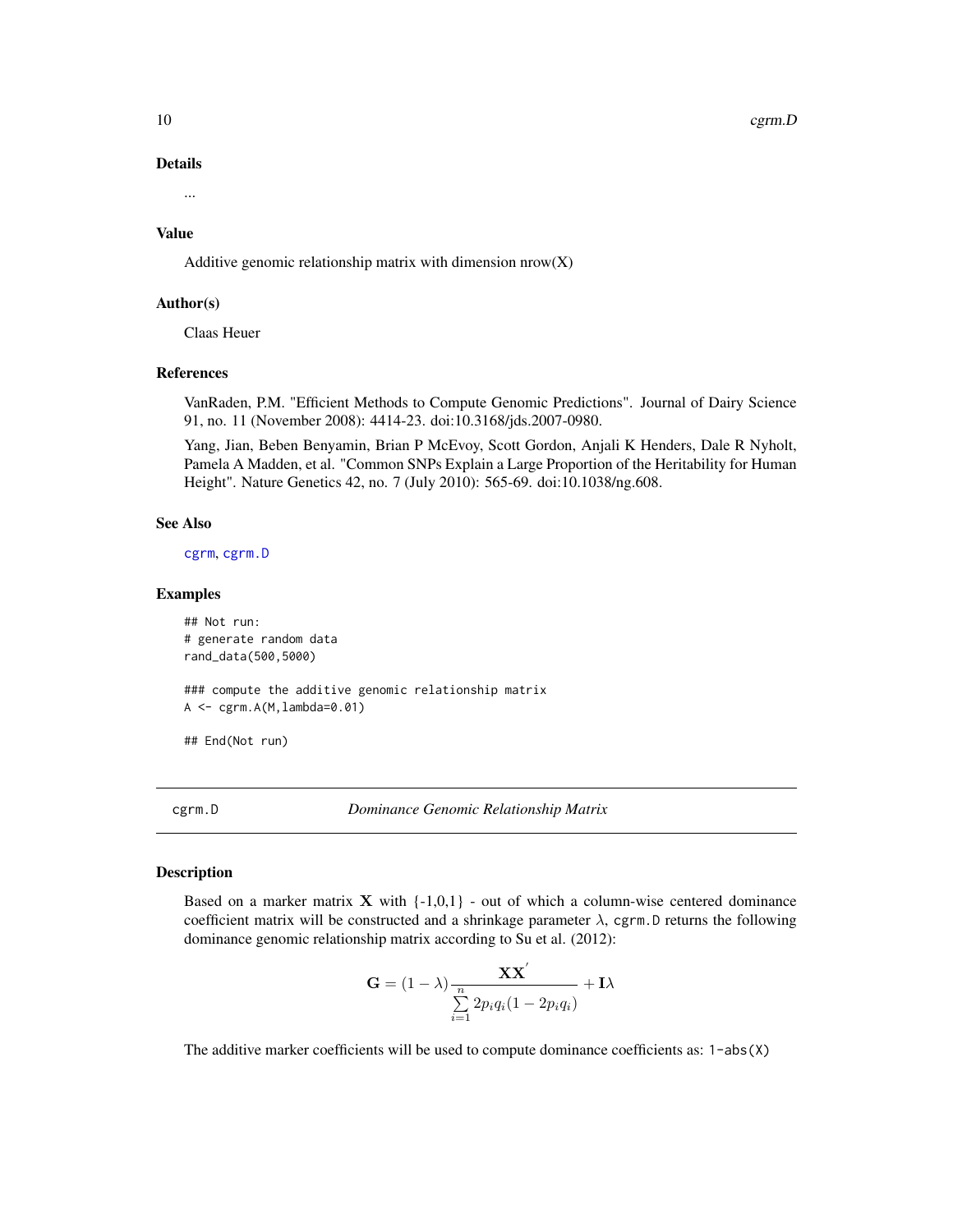### Details

...

### Value

Additive genomic relationship matrix with dimension nrow(X)

### Author(s)

Claas Heuer

### References

VanRaden, P.M. "Efficient Methods to Compute Genomic Predictions". Journal of Dairy Science 91, no. 11 (November 2008): 4414-23. doi:10.3168/jds.2007-0980.

Yang, Jian, Beben Benyamin, Brian P McEvoy, Scott Gordon, Anjali K Henders, Dale R Nyholt, Pamela A Madden, et al. "Common SNPs Explain a Large Proportion of the Heritability for Human Height". Nature Genetics 42, no. 7 (July 2010): 565-69. doi:10.1038/ng.608.

### See Also

cgrm, cgrm.D

### Examples

```
## Not run:
# generate random data
rand_data(500,5000)

### compute the additive genomic relationship matrix
A <- cgrm.A(M,lambda=0.01)

## End(Not run)
```

---

## cgrm.D — *Dominance Genomic Relationship Matrix*

### Description

Based on a marker matrix $\mathbf{X}$ with {-1,0,1} - out of which a column-wise centered dominance coefficient matrix will be constructed and a shrinkage parameter $\lambda$, `cgrm.D` returns the following dominance genomic relationship matrix according to Su et al. (2012):

$$\mathbf{G} = (1-\lambda)\frac{\mathbf{XX}^{'}}{\sum_{i=1}^{n} 2p_iq_i(1-2p_iq_i)} + \mathbf{I}\lambda$$

The additive marker coefficients will be used to compute dominance coefficients as: `1-abs(X)`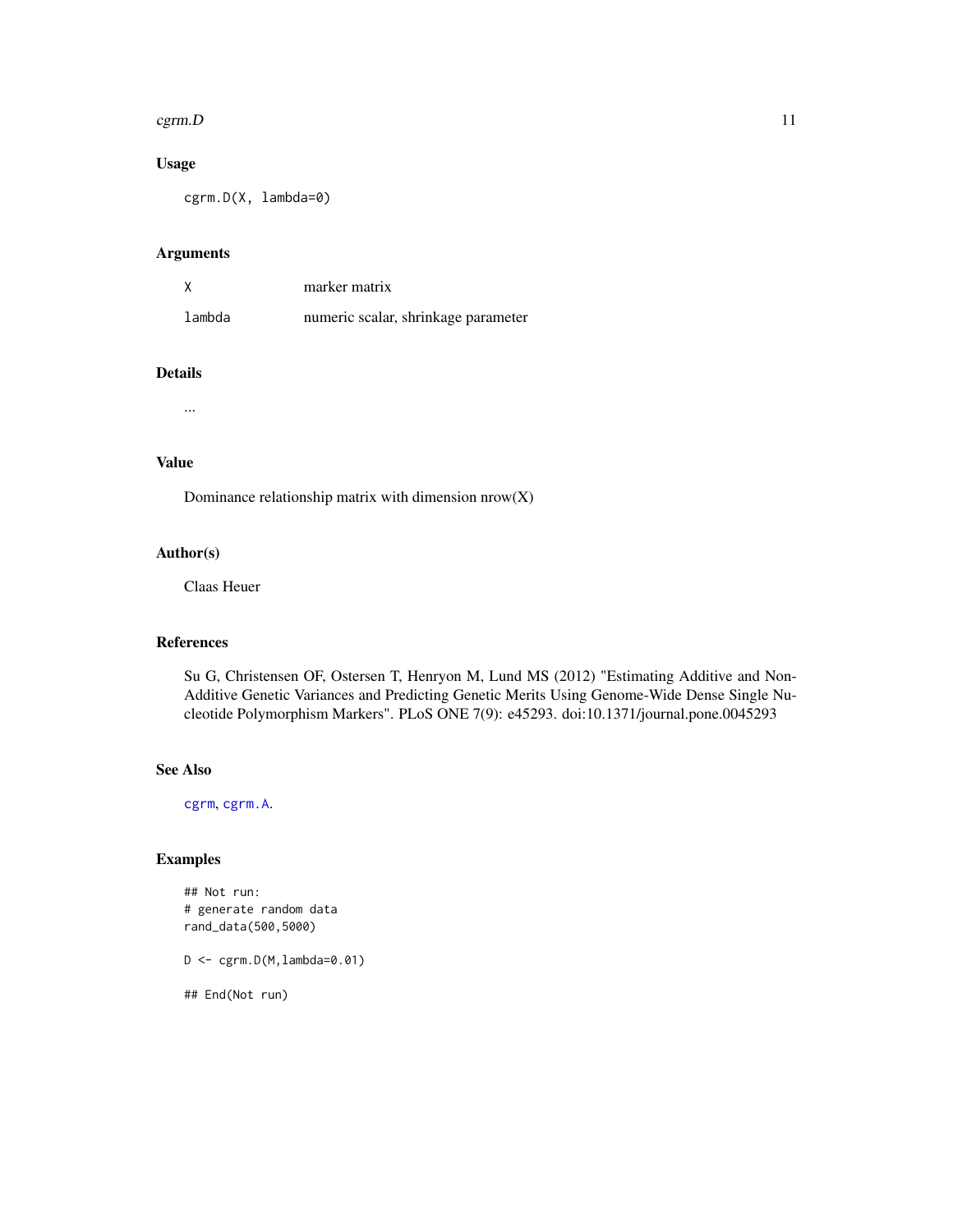### Usage

```
cgrm.D(X, lambda=0)
```

### Arguments

| | |
|---|---|
| X | marker matrix |
| lambda | numeric scalar, shrinkage parameter |

### Details

...

### Value

Dominance relationship matrix with dimension nrow(X)

### Author(s)

Claas Heuer

### References

Su G, Christensen OF, Ostersen T, Henryon M, Lund MS (2012) "Estimating Additive and Non-Additive Genetic Variances and Predicting Genetic Merits Using Genome-Wide Dense Single Nucleotide Polymorphism Markers". PLoS ONE 7(9): e45293. doi:10.1371/journal.pone.0045293

### See Also

cgrm, cgrm.A.

### Examples

```
## Not run:
# generate random data
rand_data(500,5000)

D <- cgrm.D(M,lambda=0.01)

## End(Not run)
```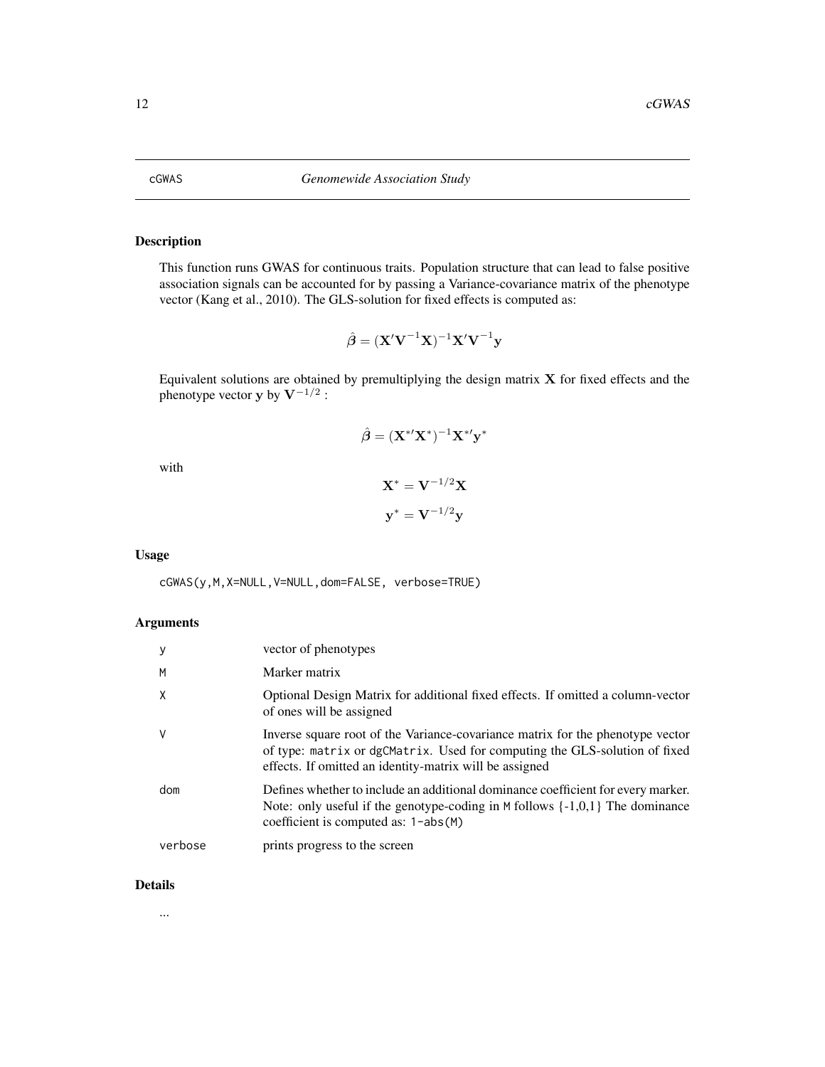# cGWAS — *Genomewide Association Study*

## Description

This function runs GWAS for continuous traits. Population structure that can lead to false positive association signals can be accounted for by passing a Variance-covariance matrix of the phenotype vector (Kang et al., 2010). The GLS-solution for fixed effects is computed as:

$$\hat{\boldsymbol{\beta}} = (\mathbf{X}'\mathbf{V}^{-1}\mathbf{X})^{-1}\mathbf{X}'\mathbf{V}^{-1}\mathbf{y}$$

Equivalent solutions are obtained by premultiplying the design matrix $\mathbf{X}$ for fixed effects and the phenotype vector $\mathbf{y}$ by $\mathbf{V}^{-1/2}$ :

$$\hat{\boldsymbol{\beta}} = (\mathbf{X}^{*\prime}\mathbf{X}^{*})^{-1}\mathbf{X}^{*\prime}\mathbf{y}^{*}$$

with

$$\mathbf{X}^{*} = \mathbf{V}^{-1/2}\mathbf{X}$$

$$\mathbf{y}^{*} = \mathbf{V}^{-1/2}\mathbf{y}$$

## Usage

```
cGWAS(y,M,X=NULL,V=NULL,dom=FALSE, verbose=TRUE)
```

## Arguments

| | |
|---|---|
| `y` | vector of phenotypes |
| `M` | Marker matrix |
| `X` | Optional Design Matrix for additional fixed effects. If omitted a column-vector of ones will be assigned |
| `V` | Inverse square root of the Variance-covariance matrix for the phenotype vector of type: `matrix` or `dgCMatrix`. Used for computing the GLS-solution of fixed effects. If omitted an identity-matrix will be assigned |
| `dom` | Defines whether to include an additional dominance coefficient for every marker. Note: only useful if the genotype-coding in `M` follows {-1,0,1} The dominance coefficient is computed as: `1-abs(M)` |
| `verbose` | prints progress to the screen |

## Details

...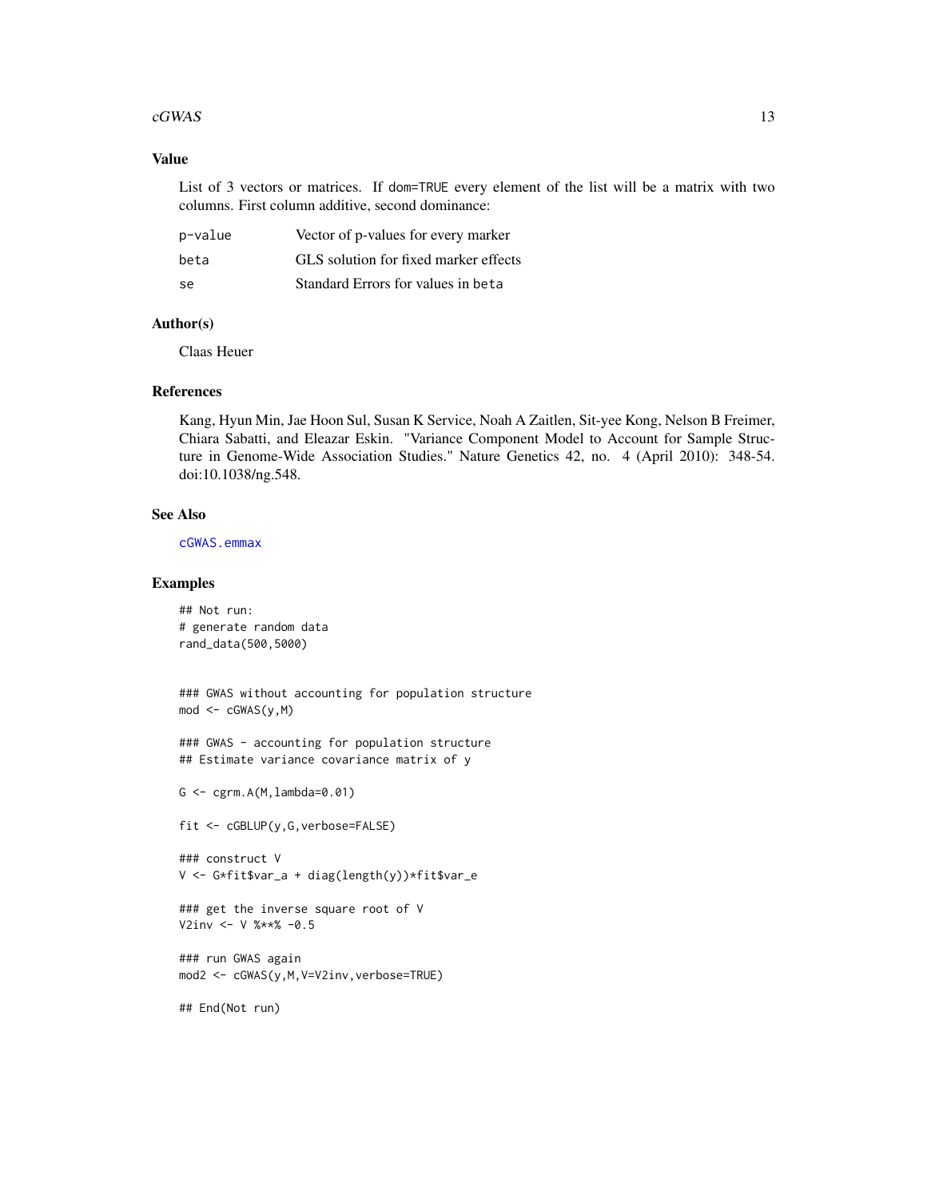## Value

List of 3 vectors or matrices. If dom=TRUE every element of the list will be a matrix with two columns. First column additive, second dominance:

| | |
|---|---|
| p-value | Vector of p-values for every marker |
| beta | GLS solution for fixed marker effects |
| se | Standard Errors for values in beta |

## Author(s)

Claas Heuer

## References

Kang, Hyun Min, Jae Hoon Sul, Susan K Service, Noah A Zaitlen, Sit-yee Kong, Nelson B Freimer, Chiara Sabatti, and Eleazar Eskin. "Variance Component Model to Account for Sample Structure in Genome-Wide Association Studies." Nature Genetics 42, no. 4 (April 2010): 348-54. doi:10.1038/ng.548.

## See Also

cGWAS.emmax

## Examples

```
## Not run:
# generate random data
rand_data(500,5000)


### GWAS without accounting for population structure
mod <- cGWAS(y,M)

### GWAS - accounting for population structure
## Estimate variance covariance matrix of y

G <- cgrm.A(M,lambda=0.01)

fit <- cGBLUP(y,G,verbose=FALSE)

### construct V
V <- G*fit$var_a + diag(length(y))*fit$var_e

### get the inverse square root of V
V2inv <- V %**% -0.5

### run GWAS again
mod2 <- cGWAS(y,M,V=V2inv,verbose=TRUE)

## End(Not run)
```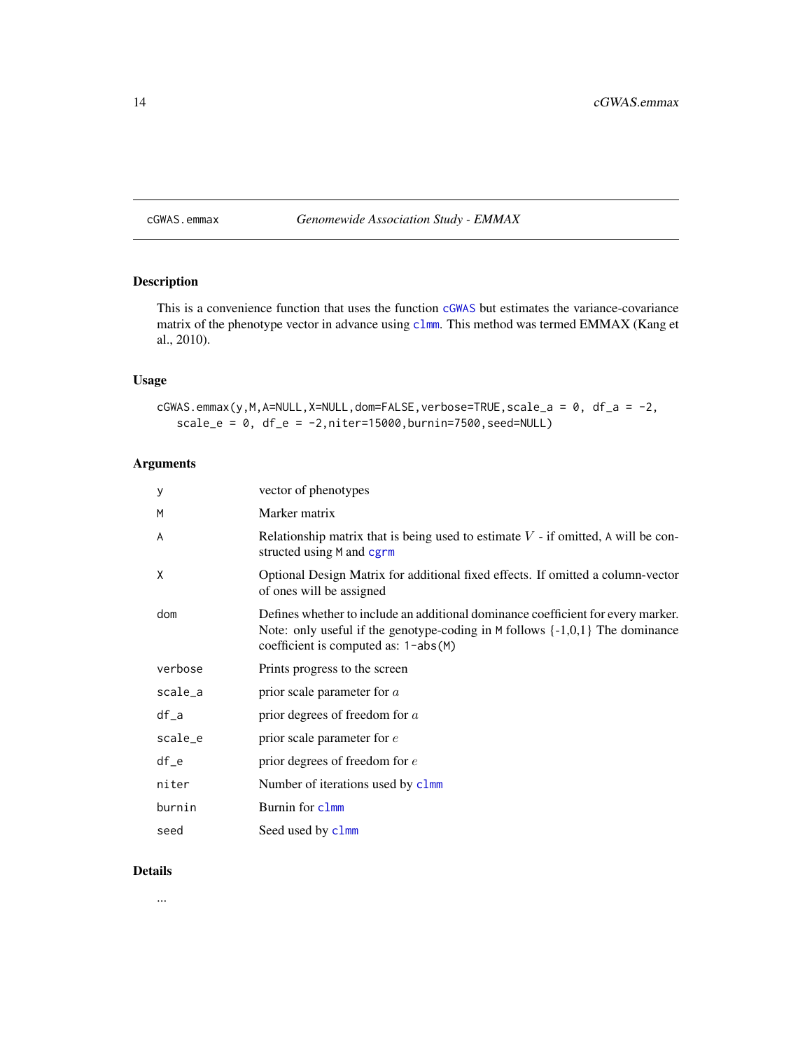## cGWAS.emmax — *Genomewide Association Study - EMMAX*

### Description

This is a convenience function that uses the function `cGWAS` but estimates the variance-covariance matrix of the phenotype vector in advance using `clmm`. This method was termed EMMAX (Kang et al., 2010).

### Usage

```
cGWAS.emmax(y,M,A=NULL,X=NULL,dom=FALSE,verbose=TRUE,scale_a = 0, df_a = -2,
   scale_e = 0, df_e = -2,niter=15000,burnin=7500,seed=NULL)
```

### Arguments

| | |
|---|---|
| `y` | vector of phenotypes |
| `M` | Marker matrix |
| `A` | Relationship matrix that is being used to estimate $V$ - if omitted, `A` will be constructed using `M` and `cgrm` |
| `X` | Optional Design Matrix for additional fixed effects. If omitted a column-vector of ones will be assigned |
| `dom` | Defines whether to include an additional dominance coefficient for every marker. Note: only useful if the genotype-coding in `M` follows {-1,0,1} The dominance coefficient is computed as: `1-abs(M)` |
| `verbose` | Prints progress to the screen |
| `scale_a` | prior scale parameter for $a$ |
| `df_a` | prior degrees of freedom for $a$ |
| `scale_e` | prior scale parameter for $e$ |
| `df_e` | prior degrees of freedom for $e$ |
| `niter` | Number of iterations used by `clmm` |
| `burnin` | Burnin for `clmm` |
| `seed` | Seed used by `clmm` |

### Details

...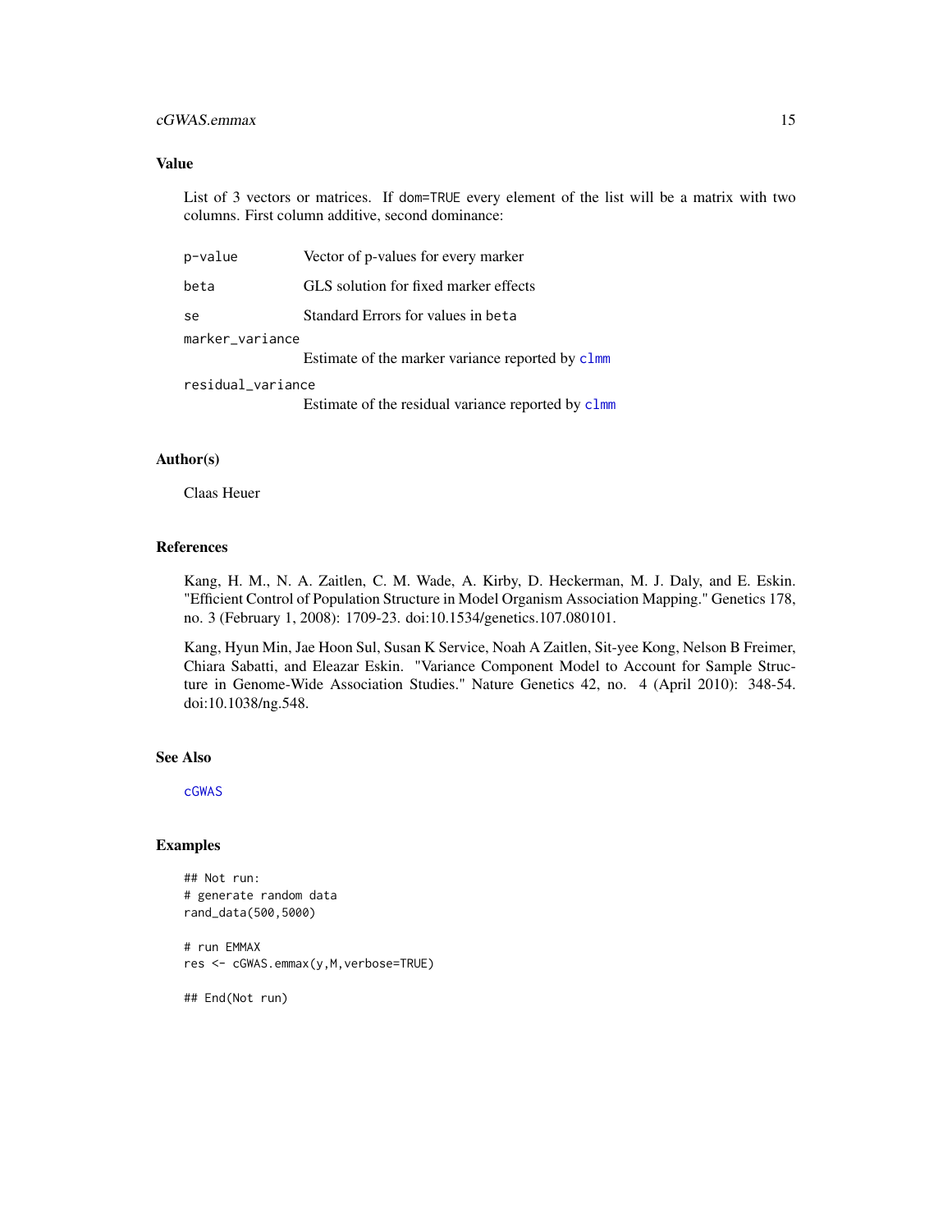### Value

List of 3 vectors or matrices. If `dom=TRUE` every element of the list will be a matrix with two columns. First column additive, second dominance:

- `p-value` Vector of p-values for every marker
- `beta` GLS solution for fixed marker effects
- `se` Standard Errors for values in `beta`
- `marker_variance` Estimate of the marker variance reported by `clmm`
- `residual_variance` Estimate of the residual variance reported by `clmm`

### Author(s)

Claas Heuer

### References

Kang, H. M., N. A. Zaitlen, C. M. Wade, A. Kirby, D. Heckerman, M. J. Daly, and E. Eskin. "Efficient Control of Population Structure in Model Organism Association Mapping." Genetics 178, no. 3 (February 1, 2008): 1709-23. doi:10.1534/genetics.107.080101.

Kang, Hyun Min, Jae Hoon Sul, Susan K Service, Noah A Zaitlen, Sit-yee Kong, Nelson B Freimer, Chiara Sabatti, and Eleazar Eskin. "Variance Component Model to Account for Sample Structure in Genome-Wide Association Studies." Nature Genetics 42, no. 4 (April 2010): 348-54. doi:10.1038/ng.548.

### See Also

`cGWAS`

### Examples

```
## Not run:
# generate random data
rand_data(500,5000)

# run EMMAX
res <- cGWAS.emmax(y,M,verbose=TRUE)

## End(Not run)
```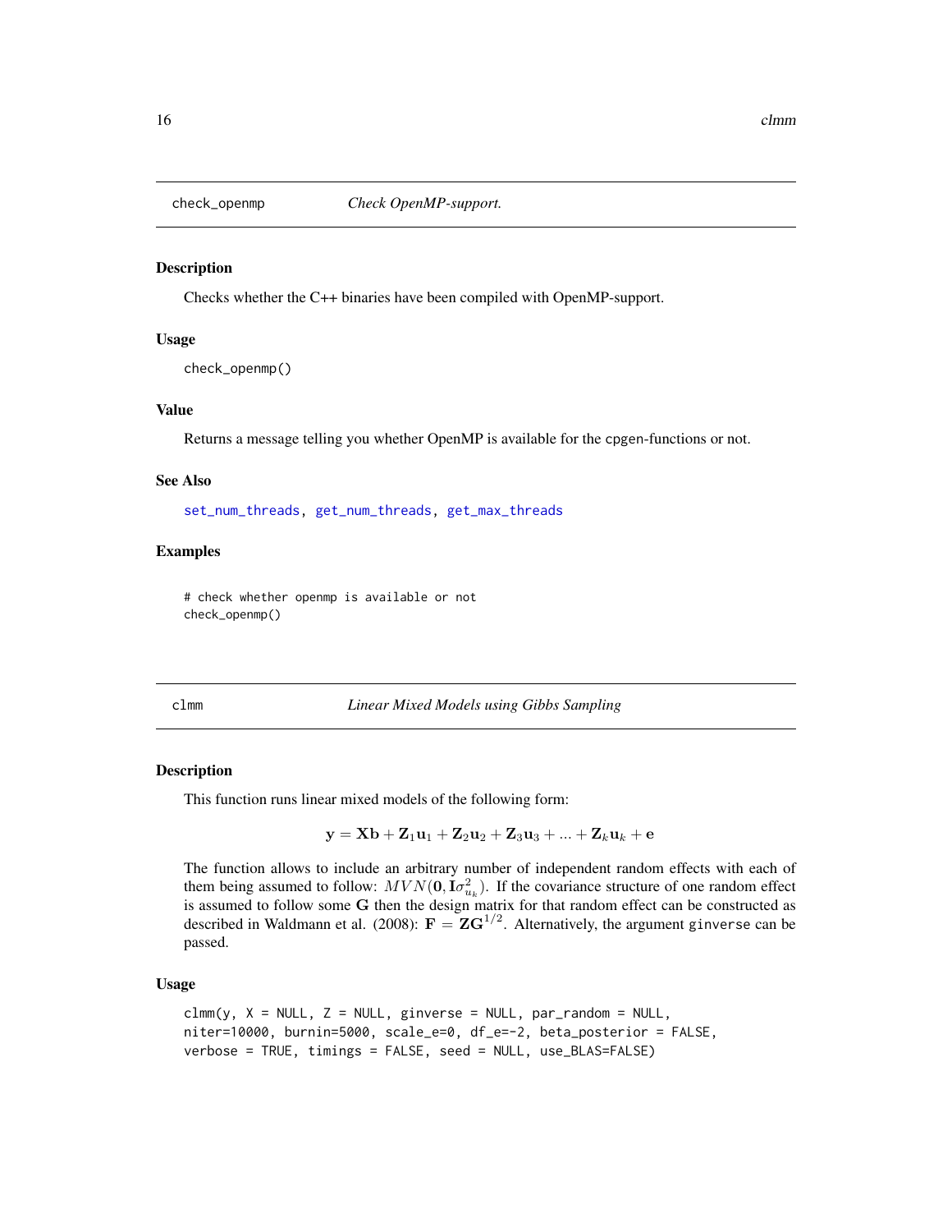## check_openmp — *Check OpenMP-support.*

### Description

Checks whether the C++ binaries have been compiled with OpenMP-support.

### Usage

```
check_openmp()
```

### Value

Returns a message telling you whether OpenMP is available for the cpgen-functions or not.

### See Also

set_num_threads, get_num_threads, get_max_threads

### Examples

```
# check whether openmp is available or not
check_openmp()
```

## clmm — *Linear Mixed Models using Gibbs Sampling*

### Description

This function runs linear mixed models of the following form:

$$\mathbf{y} = \mathbf{X}\mathbf{b} + \mathbf{Z}_1\mathbf{u}_1 + \mathbf{Z}_2\mathbf{u}_2 + \mathbf{Z}_3\mathbf{u}_3 + ... + \mathbf{Z}_k\mathbf{u}_k + \mathbf{e}$$

The function allows to include an arbitrary number of independent random effects with each of them being assumed to follow: $MVN(\mathbf{0}, \mathbf{I}\sigma^2_{u_k})$. If the covariance structure of one random effect is assumed to follow some $\mathbf{G}$ then the design matrix for that random effect can be constructed as described in Waldmann et al. (2008): $\mathbf{F} = \mathbf{Z}\mathbf{G}^{1/2}$. Alternatively, the argument ginverse can be passed.

### Usage

```
clmm(y, X = NULL, Z = NULL, ginverse = NULL, par_random = NULL,
niter=10000, burnin=5000, scale_e=0, df_e=-2, beta_posterior = FALSE,
verbose = TRUE, timings = FALSE, seed = NULL, use_BLAS=FALSE)
```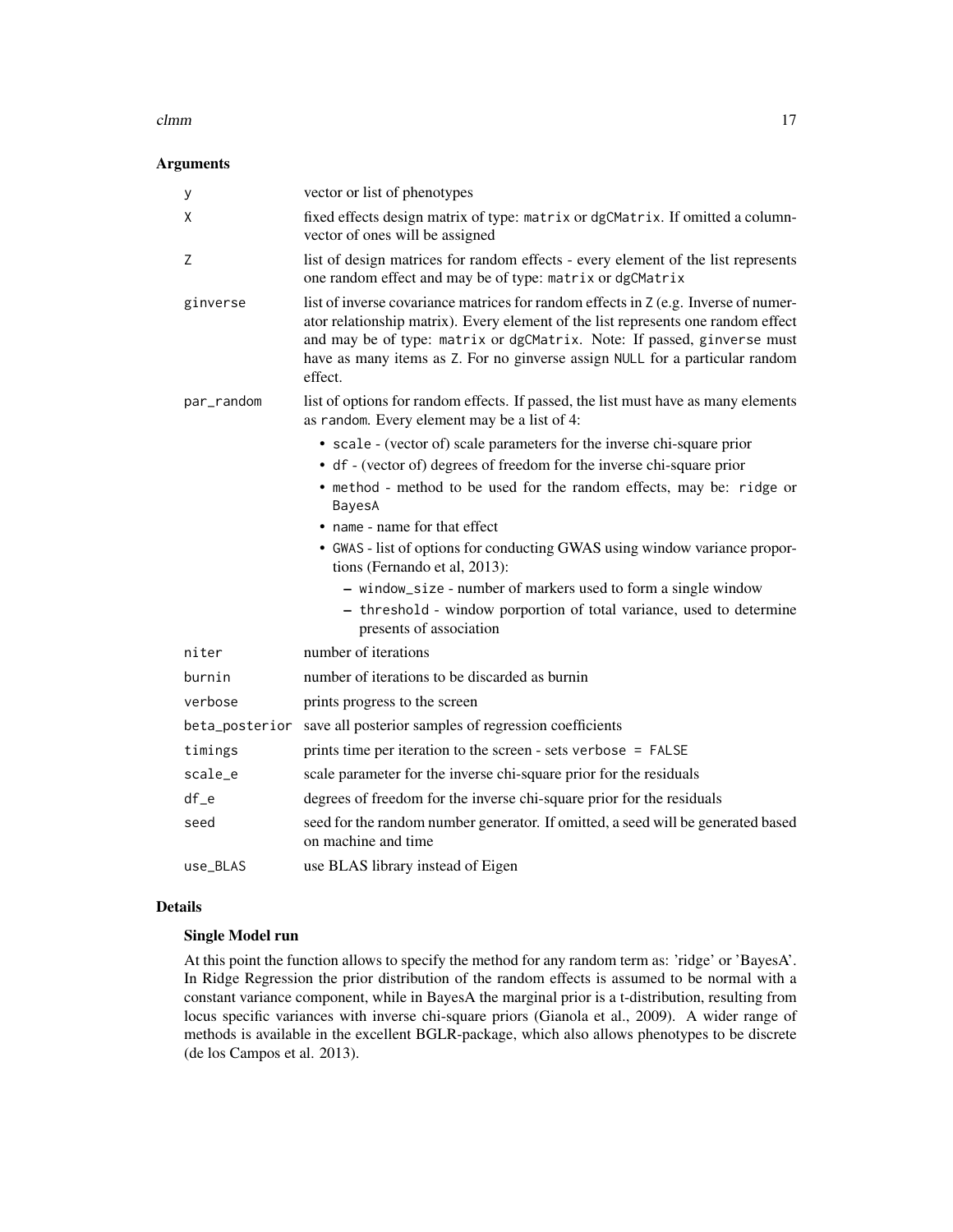## Arguments

| | |
|---|---|
| `y` | vector or list of phenotypes |
| `X` | fixed effects design matrix of type: `matrix` or `dgCMatrix`. If omitted a column-vector of ones will be assigned |
| `Z` | list of design matrices for random effects - every element of the list represents one random effect and may be of type: `matrix` or `dgCMatrix` |
| `ginverse` | list of inverse covariance matrices for random effects in `Z` (e.g. Inverse of numerator relationship matrix). Every element of the list represents one random effect and may be of type: `matrix` or `dgCMatrix`. Note: If passed, `ginverse` must have as many items as `Z`. For no ginverse assign `NULL` for a particular random effect. |
| `par_random` | list of options for random effects. If passed, the list must have as many elements as `random`. Every element may be a list of 4: |

- `scale` - (vector of) scale parameters for the inverse chi-square prior
- `df` - (vector of) degrees of freedom for the inverse chi-square prior
- `method` - method to be used for the random effects, may be: `ridge` or `BayesA`
- `name` - name for that effect
- `GWAS` - list of options for conducting GWAS using window variance proportions (Fernando et al, 2013):
  - `window_size` - number of markers used to form a single window
  - `threshold` - window porportion of total variance, used to determine presents of association

| | |
|---|---|
| `niter` | number of iterations |
| `burnin` | number of iterations to be discarded as burnin |
| `verbose` | prints progress to the screen |
| `beta_posterior` | save all posterior samples of regression coefficients |
| `timings` | prints time per iteration to the screen - sets `verbose = FALSE` |
| `scale_e` | scale parameter for the inverse chi-square prior for the residuals |
| `df_e` | degrees of freedom for the inverse chi-square prior for the residuals |
| `seed` | seed for the random number generator. If omitted, a seed will be generated based on machine and time |
| `use_BLAS` | use BLAS library instead of Eigen |

## Details

### Single Model run

At this point the function allows to specify the method for any random term as: 'ridge' or 'BayesA'. In Ridge Regression the prior distribution of the random effects is assumed to be normal with a constant variance component, while in BayesA the marginal prior is a t-distribution, resulting from locus specific variances with inverse chi-square priors (Gianola et al., 2009). A wider range of methods is available in the excellent BGLR-package, which also allows phenotypes to be discrete (de los Campos et al. 2013).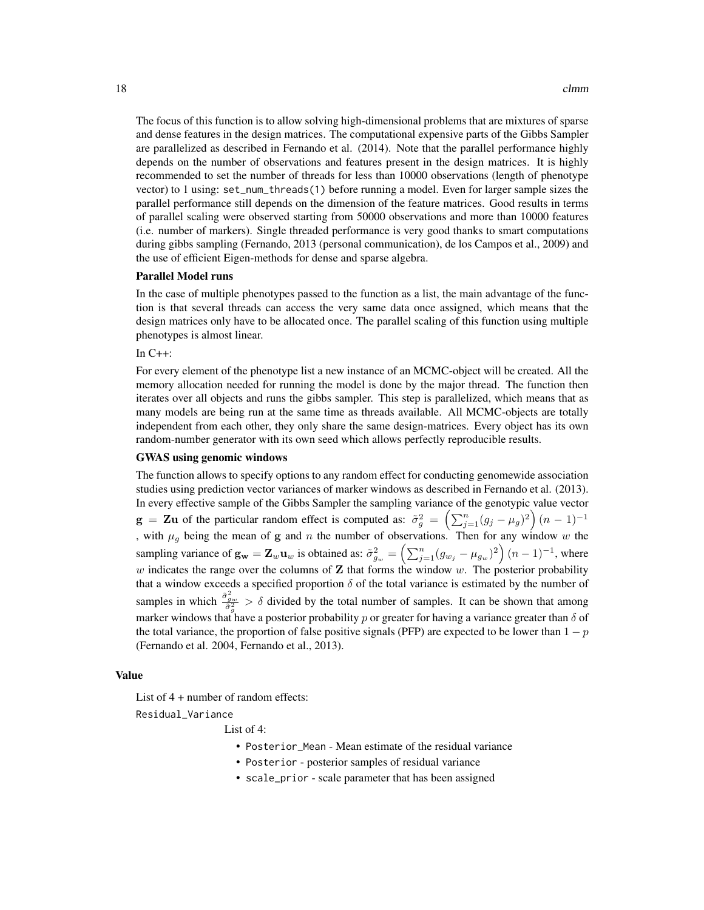The focus of this function is to allow solving high-dimensional problems that are mixtures of sparse and dense features in the design matrices. The computational expensive parts of the Gibbs Sampler are parallelized as described in Fernando et al. (2014). Note that the parallel performance highly depends on the number of observations and features present in the design matrices. It is highly recommended to set the number of threads for less than 10000 observations (length of phenotype vector) to 1 using: `set_num_threads(1)` before running a model. Even for larger sample sizes the parallel performance still depends on the dimension of the feature matrices. Good results in terms of parallel scaling were observed starting from 50000 observations and more than 10000 features (i.e. number of markers). Single threaded performance is very good thanks to smart computations during gibbs sampling (Fernando, 2013 (personal communication), de los Campos et al., 2009) and the use of efficient Eigen-methods for dense and sparse algebra.

**Parallel Model runs**

In the case of multiple phenotypes passed to the function as a list, the main advantage of the function is that several threads can access the very same data once assigned, which means that the design matrices only have to be allocated once. The parallel scaling of this function using multiple phenotypes is almost linear.

In C++:

For every element of the phenotype list a new instance of an MCMC-object will be created. All the memory allocation needed for running the model is done by the major thread. The function then iterates over all objects and runs the gibbs sampler. This step is parallelized, which means that as many models are being run at the same time as threads available. All MCMC-objects are totally independent from each other, they only share the same design-matrices. Every object has its own random-number generator with its own seed which allows perfectly reproducible results.

**GWAS using genomic windows**

The function allows to specify options to any random effect for conducting genomewide association studies using prediction vector variances of marker windows as described in Fernando et al. (2013). In every effective sample of the Gibbs Sampler the sampling variance of the genotypic value vector $\mathbf{g} = \mathbf{Z}\mathbf{u}$ of the particular random effect is computed as: $\tilde{\sigma}^2_g = \left(\sum_{j=1}^{n}(g_j - \mu_g)^2\right)(n-1)^{-1}$ , with $\mu_g$ being the mean of $\mathbf{g}$ and $n$ the number of observations. Then for any window $w$ the sampling variance of $\mathbf{g_w} = \mathbf{Z}_w\mathbf{u}_w$ is obtained as: $\tilde{\sigma}^2_{g_w} = \left(\sum_{j=1}^{n}(g_{w_j} - \mu_{g_w})^2\right)(n-1)^{-1}$, where $w$ indicates the range over the columns of $\mathbf{Z}$ that forms the window $w$. The posterior probability that a window exceeds a specified proportion $\delta$ of the total variance is estimated by the number of samples in which $\frac{\tilde{\sigma}^2_{g_w}}{\tilde{\sigma}^2_g} > \delta$ divided by the total number of samples. It can be shown that among marker windows that have a posterior probability $p$ or greater for having a variance greater than $\delta$ of the total variance, the proportion of false positive signals (PFP) are expected to be lower than $1-p$ (Fernando et al. 2004, Fernando et al., 2013).

### Value

List of 4 + number of random effects:

`Residual_Variance`

List of 4:

- `Posterior_Mean` - Mean estimate of the residual variance
- `Posterior` - posterior samples of residual variance
- `scale_prior` - scale parameter that has been assigned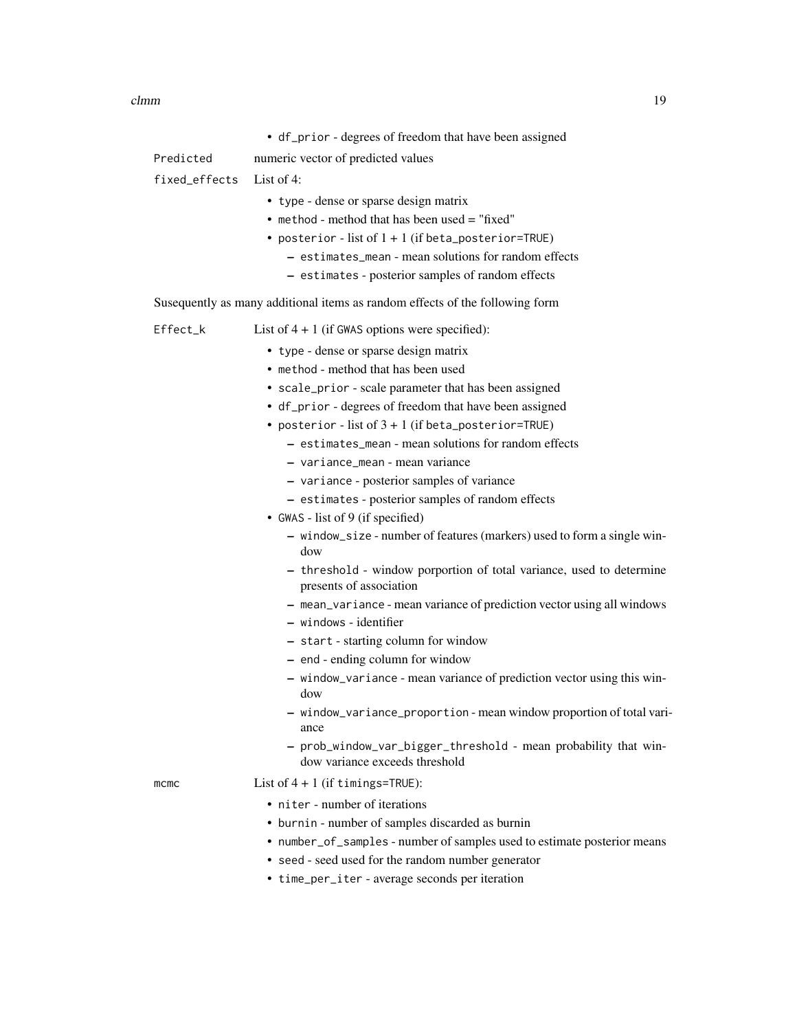- `df_prior` - degrees of freedom that have been assigned

`Predicted` numeric vector of predicted values

`fixed_effects` List of 4:

- `type` - dense or sparse design matrix
- `method` - method that has been used = "fixed"
- `posterior` - list of 1 + 1 (if `beta_posterior=TRUE`)
  - `estimates_mean` - mean solutions for random effects
  - `estimates` - posterior samples of random effects

Susequently as many additional items as random effects of the following form

`Effect_k` List of 4 + 1 (if GWAS options were specified):

- `type` - dense or sparse design matrix
- `method` - method that has been used
- `scale_prior` - scale parameter that has been assigned
- `df_prior` - degrees of freedom that have been assigned
- `posterior` - list of 3 + 1 (if `beta_posterior=TRUE`)
  - `estimates_mean` - mean solutions for random effects
  - `variance_mean` - mean variance
  - `variance` - posterior samples of variance
  - `estimates` - posterior samples of random effects
- `GWAS` - list of 9 (if specified)
  - `window_size` - number of features (markers) used to form a single window
  - `threshold` - window porportion of total variance, used to determine presents of association
  - `mean_variance` - mean variance of prediction vector using all windows
  - `windows` - identifier
  - `start` - starting column for window
  - `end` - ending column for window
  - `window_variance` - mean variance of prediction vector using this window
  - `window_variance_proportion` - mean window proportion of total variance
  - `prob_window_var_bigger_threshold` - mean probability that window variance exceeds threshold

`mcmc` List of 4 + 1 (if `timings=TRUE`):

- `niter` - number of iterations
- `burnin` - number of samples discarded as burnin
- `number_of_samples` - number of samples used to estimate posterior means
- `seed` - seed used for the random number generator
- `time_per_iter` - average seconds per iteration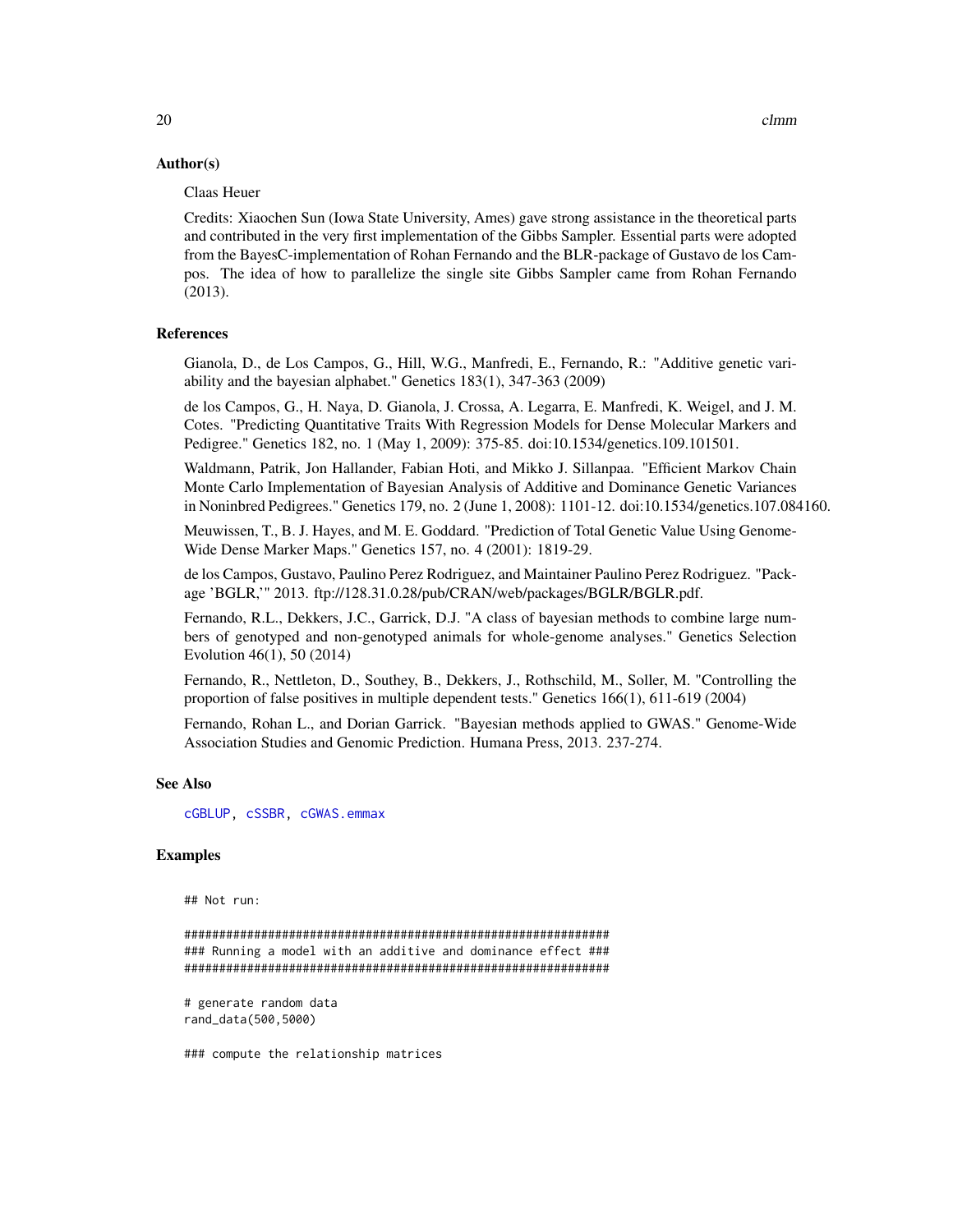## Author(s)

Claas Heuer

Credits: Xiaochen Sun (Iowa State University, Ames) gave strong assistance in the theoretical parts and contributed in the very first implementation of the Gibbs Sampler. Essential parts were adopted from the BayesC-implementation of Rohan Fernando and the BLR-package of Gustavo de los Campos. The idea of how to parallelize the single site Gibbs Sampler came from Rohan Fernando (2013).

## References

Gianola, D., de Los Campos, G., Hill, W.G., Manfredi, E., Fernando, R.: "Additive genetic variability and the bayesian alphabet." Genetics 183(1), 347-363 (2009)

de los Campos, G., H. Naya, D. Gianola, J. Crossa, A. Legarra, E. Manfredi, K. Weigel, and J. M. Cotes. "Predicting Quantitative Traits With Regression Models for Dense Molecular Markers and Pedigree." Genetics 182, no. 1 (May 1, 2009): 375-85. doi:10.1534/genetics.109.101501.

Waldmann, Patrik, Jon Hallander, Fabian Hoti, and Mikko J. Sillanpaa. "Efficient Markov Chain Monte Carlo Implementation of Bayesian Analysis of Additive and Dominance Genetic Variances in Noninbred Pedigrees." Genetics 179, no. 2 (June 1, 2008): 1101-12. doi:10.1534/genetics.107.084160.

Meuwissen, T., B. J. Hayes, and M. E. Goddard. "Prediction of Total Genetic Value Using Genome-Wide Dense Marker Maps." Genetics 157, no. 4 (2001): 1819-29.

de los Campos, Gustavo, Paulino Perez Rodriguez, and Maintainer Paulino Perez Rodriguez. "Package 'BGLR,'" 2013. ftp://128.31.0.28/pub/CRAN/web/packages/BGLR/BGLR.pdf.

Fernando, R.L., Dekkers, J.C., Garrick, D.J. "A class of bayesian methods to combine large numbers of genotyped and non-genotyped animals for whole-genome analyses." Genetics Selection Evolution 46(1), 50 (2014)

Fernando, R., Nettleton, D., Southey, B., Dekkers, J., Rothschild, M., Soller, M. "Controlling the proportion of false positives in multiple dependent tests." Genetics 166(1), 611-619 (2004)

Fernando, Rohan L., and Dorian Garrick. "Bayesian methods applied to GWAS." Genome-Wide Association Studies and Genomic Prediction. Humana Press, 2013. 237-274.

## See Also

cGBLUP, cSSBR, cGWAS.emmax

## Examples

```
## Not run:

###############################################################
### Running a model with an additive and dominance effect ###
###############################################################

# generate random data
rand_data(500,5000)

### compute the relationship matrices
```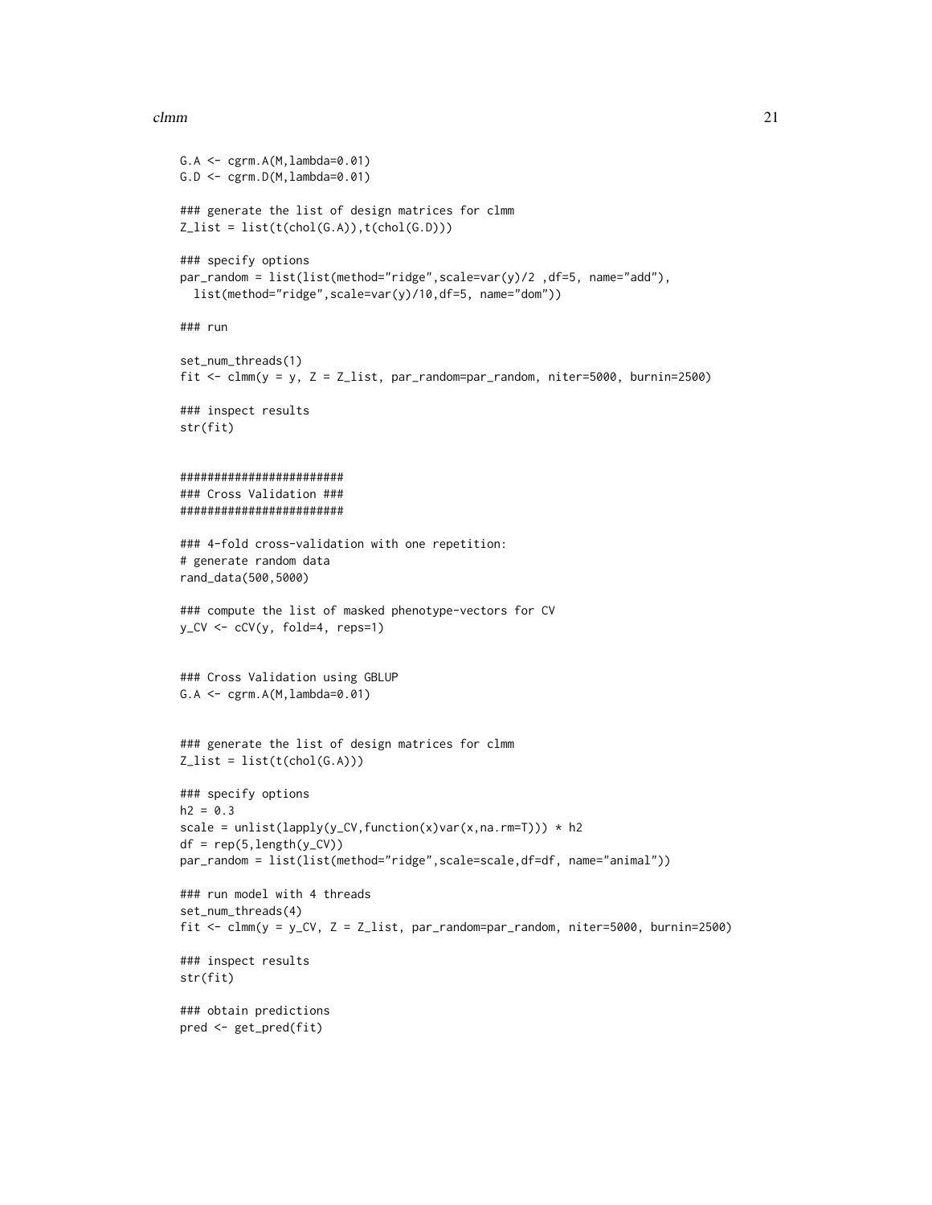```
G.A <- cgrm.A(M,lambda=0.01)
G.D <- cgrm.D(M,lambda=0.01)

### generate the list of design matrices for clmm
Z_list = list(t(chol(G.A)),t(chol(G.D)))

### specify options
par_random = list(list(method="ridge",scale=var(y)/2 ,df=5, name="add"),
  list(method="ridge",scale=var(y)/10,df=5, name="dom"))

### run

set_num_threads(1)
fit <- clmm(y = y, Z = Z_list, par_random=par_random, niter=5000, burnin=2500)

### inspect results
str(fit)


#######################
### Cross Validation ###
#######################

### 4-fold cross-validation with one repetition:
# generate random data
rand_data(500,5000)

### compute the list of masked phenotype-vectors for CV
y_CV <- cCV(y, fold=4, reps=1)


### Cross Validation using GBLUP
G.A <- cgrm.A(M,lambda=0.01)


### generate the list of design matrices for clmm
Z_list = list(t(chol(G.A)))

### specify options
h2 = 0.3
scale = unlist(lapply(y_CV,function(x)var(x,na.rm=T))) * h2
df = rep(5,length(y_CV))
par_random = list(list(method="ridge",scale=scale,df=df, name="animal"))

### run model with 4 threads
set_num_threads(4)
fit <- clmm(y = y_CV, Z = Z_list, par_random=par_random, niter=5000, burnin=2500)

### inspect results
str(fit)

### obtain predictions
pred <- get_pred(fit)
```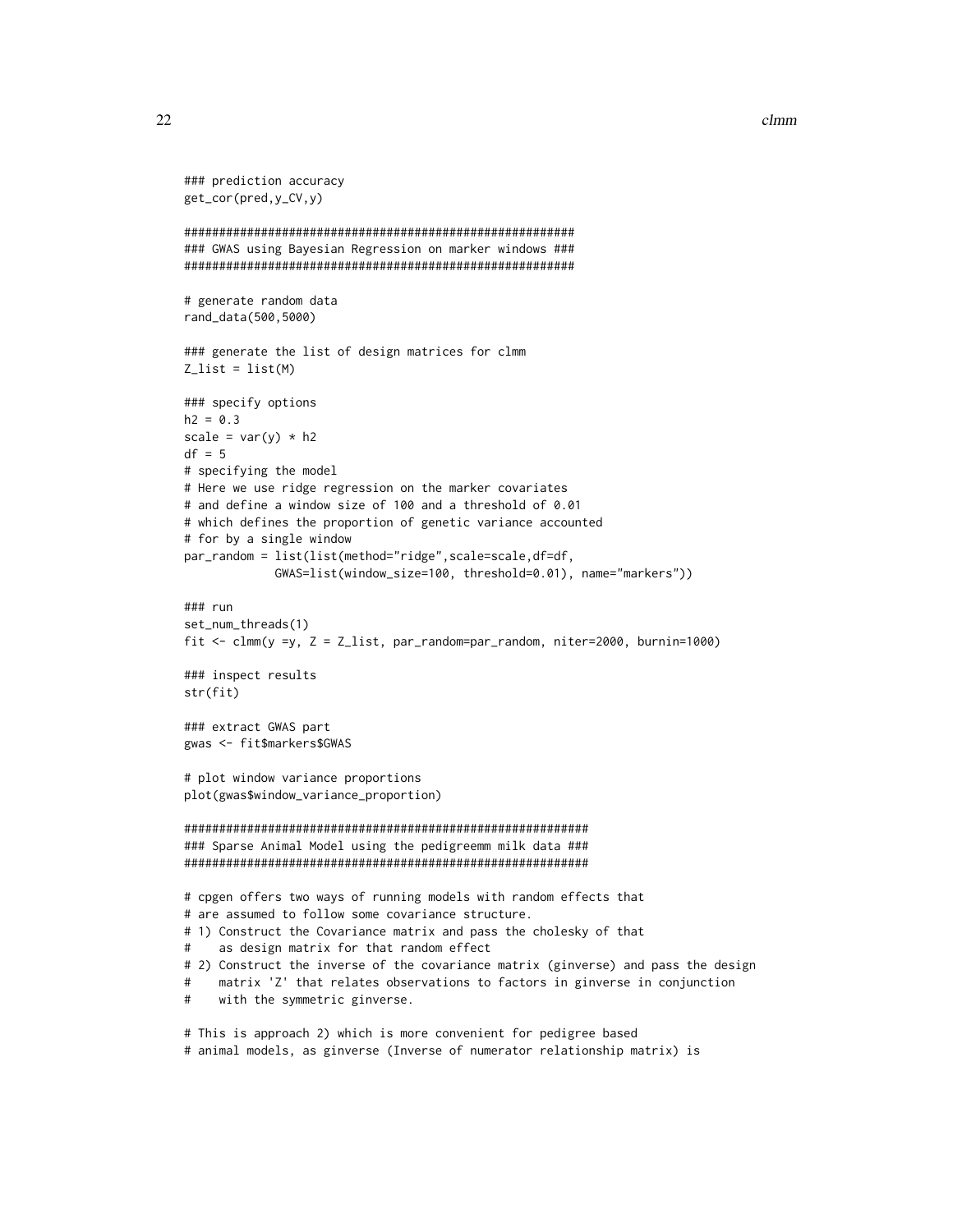```
### prediction accuracy
get_cor(pred,y_CV,y)

########################################################
### GWAS using Bayesian Regression on marker windows ###
########################################################

# generate random data
rand_data(500,5000)

### generate the list of design matrices for clmm
Z_list = list(M)

### specify options
h2 = 0.3
scale = var(y) * h2
df = 5
# specifying the model
# Here we use ridge regression on the marker covariates
# and define a window size of 100 and a threshold of 0.01
# which defines the proportion of genetic variance accounted
# for by a single window
par_random = list(list(method="ridge",scale=scale,df=df,
             GWAS=list(window_size=100, threshold=0.01), name="markers"))

### run
set_num_threads(1)
fit <- clmm(y =y, Z = Z_list, par_random=par_random, niter=2000, burnin=1000)

### inspect results
str(fit)

### extract GWAS part
gwas <- fit$markers$GWAS

# plot window variance proportions
plot(gwas$window_variance_proportion)

#########################################################
### Sparse Animal Model using the pedigreemm milk data ###
#########################################################

# cpgen offers two ways of running models with random effects that
# are assumed to follow some covariance structure.
# 1) Construct the Covariance matrix and pass the cholesky of that
#    as design matrix for that random effect
# 2) Construct the inverse of the covariance matrix (ginverse) and pass the design
#    matrix 'Z' that relates observations to factors in ginverse in conjunction
#    with the symmetric ginverse.

# This is approach 2) which is more convenient for pedigree based
# animal models, as ginverse (Inverse of numerator relationship matrix) is
```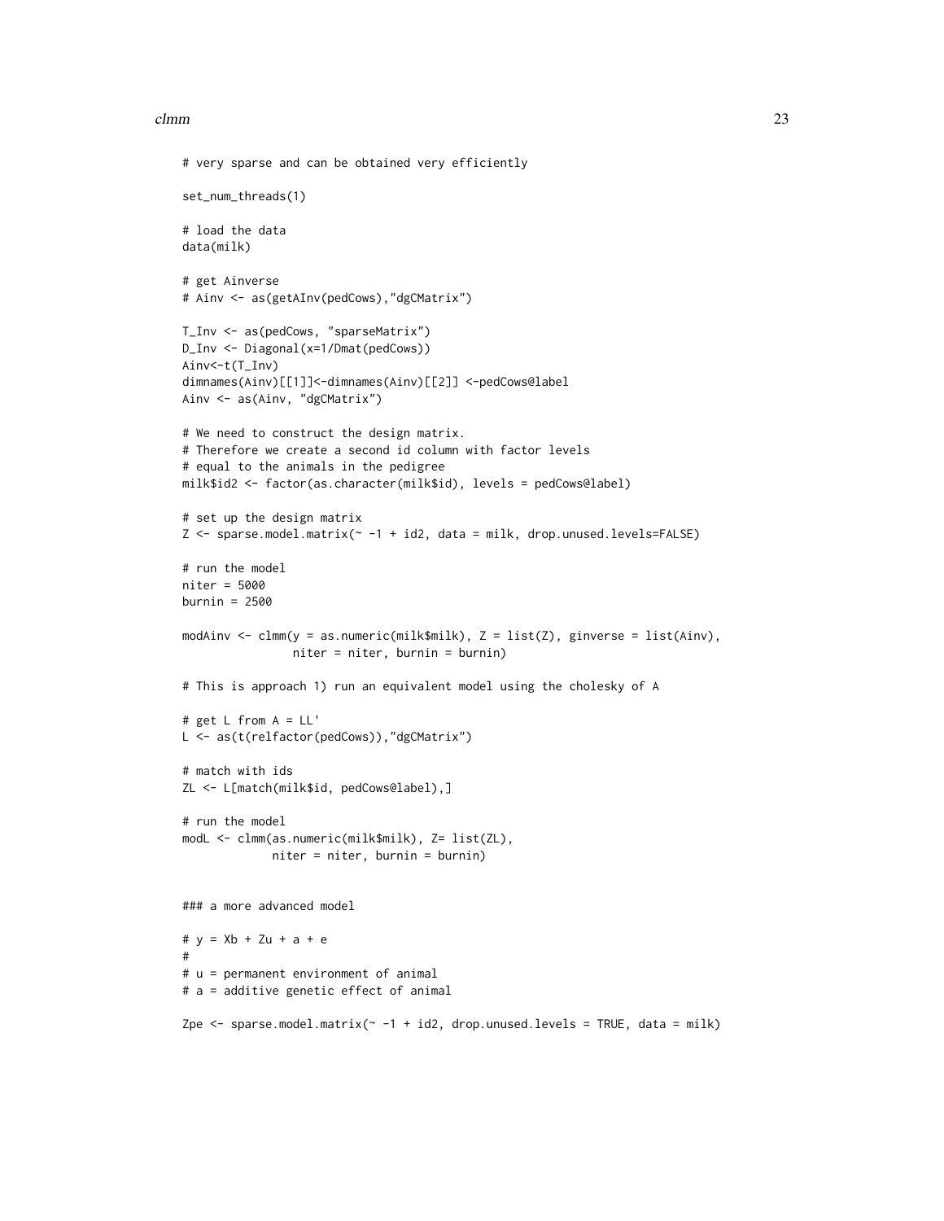```
# very sparse and can be obtained very efficiently

set_num_threads(1)

# load the data
data(milk)

# get Ainverse
# Ainv <- as(getAInv(pedCows),"dgCMatrix")

T_Inv <- as(pedCows, "sparseMatrix")
D_Inv <- Diagonal(x=1/Dmat(pedCows))
Ainv<-t(T_Inv)
dimnames(Ainv)[[1]]<-dimnames(Ainv)[[2]] <-pedCows@label
Ainv <- as(Ainv, "dgCMatrix")

# We need to construct the design matrix.
# Therefore we create a second id column with factor levels
# equal to the animals in the pedigree
milk$id2 <- factor(as.character(milk$id), levels = pedCows@label)

# set up the design matrix
Z <- sparse.model.matrix(~ -1 + id2, data = milk, drop.unused.levels=FALSE)

# run the model
niter = 5000
burnin = 2500

modAinv <- clmm(y = as.numeric(milk$milk), Z = list(Z), ginverse = list(Ainv),
                niter = niter, burnin = burnin)

# This is approach 1) run an equivalent model using the cholesky of A

# get L from A = LL'
L <- as(t(relfactor(pedCows)),"dgCMatrix")

# match with ids
ZL <- L[match(milk$id, pedCows@label),]

# run the model
modL <- clmm(as.numeric(milk$milk), Z= list(ZL),
             niter = niter, burnin = burnin)


### a more advanced model

# y = Xb + Zu + a + e
#
# u = permanent environment of animal
# a = additive genetic effect of animal

Zpe <- sparse.model.matrix(~ -1 + id2, drop.unused.levels = TRUE, data = milk)
```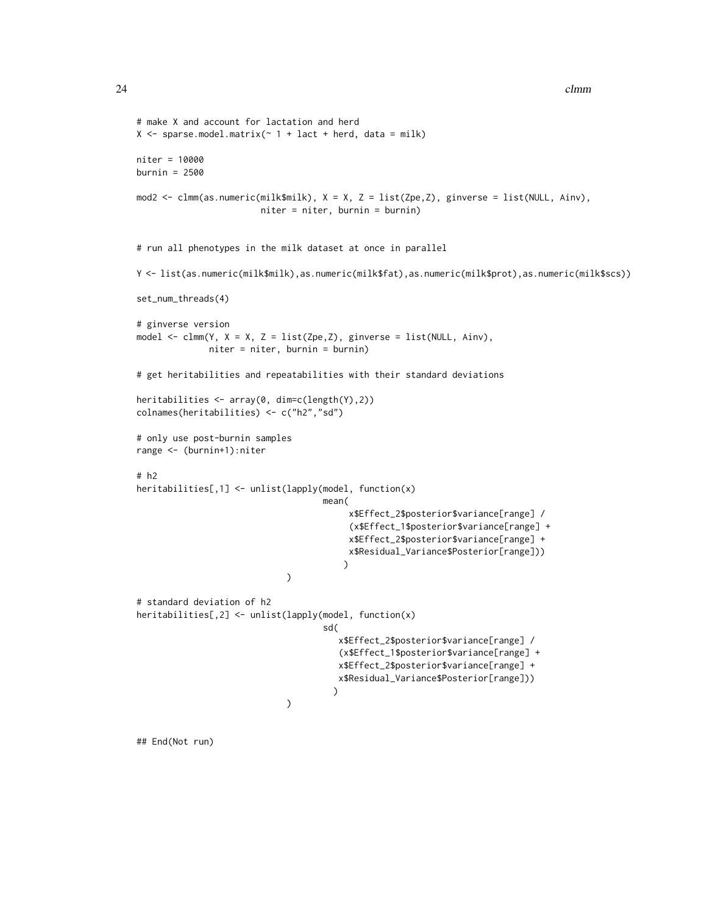```
# make X and account for lactation and herd
X <- sparse.model.matrix(~ 1 + lact + herd, data = milk)

niter = 10000
burnin = 2500

mod2 <- clmm(as.numeric(milk$milk), X = X, Z = list(Zpe,Z), ginverse = list(NULL, Ainv),
                        niter = niter, burnin = burnin)


# run all phenotypes in the milk dataset at once in parallel

Y <- list(as.numeric(milk$milk),as.numeric(milk$fat),as.numeric(milk$prot),as.numeric(milk$scs))

set_num_threads(4)

# ginverse version
model <- clmm(Y, X = X, Z = list(Zpe,Z), ginverse = list(NULL, Ainv),
              niter = niter, burnin = burnin)

# get heritabilities and repeatabilities with their standard deviations

heritabilities <- array(0, dim=c(length(Y),2))
colnames(heritabilities) <- c("h2","sd")

# only use post-burnin samples
range <- (burnin+1):niter

# h2
heritabilities[,1] <- unlist(lapply(model, function(x)
                                    mean(
                                         x$Effect_2$posterior$variance[range] /
                                         (x$Effect_1$posterior$variance[range] +
                                         x$Effect_2$posterior$variance[range] +
                                         x$Residual_Variance$Posterior[range]))
                                        )
                             )

# standard deviation of h2
heritabilities[,2] <- unlist(lapply(model, function(x)
                                    sd(
                                       x$Effect_2$posterior$variance[range] /
                                       (x$Effect_1$posterior$variance[range] +
                                       x$Effect_2$posterior$variance[range] +
                                       x$Residual_Variance$Posterior[range]))
                                      )
                             )


## End(Not run)
```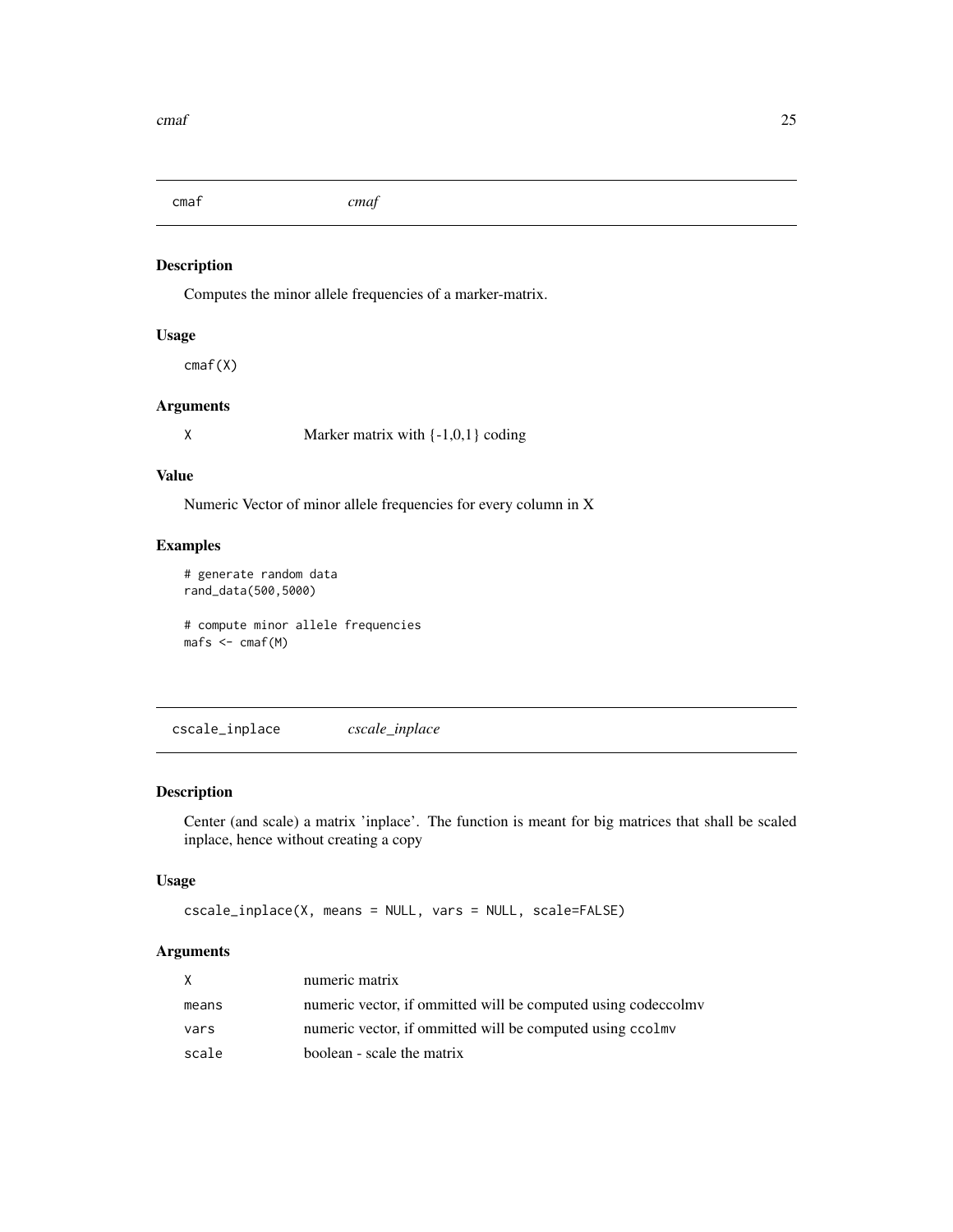## cmaf *cmaf*

### Description

Computes the minor allele frequencies of a marker-matrix.

### Usage

```
cmaf(X)
```

### Arguments

| | |
|---|---|
| X | Marker matrix with {-1,0,1} coding |

### Value

Numeric Vector of minor allele frequencies for every column in X

### Examples

```
# generate random data
rand_data(500,5000)

# compute minor allele frequencies
mafs <- cmaf(M)
```

## cscale_inplace *cscale_inplace*

### Description

Center (and scale) a matrix 'inplace'. The function is meant for big matrices that shall be scaled inplace, hence without creating a copy

### Usage

```
cscale_inplace(X, means = NULL, vars = NULL, scale=FALSE)
```

### Arguments

| | |
|---|---|
| X | numeric matrix |
| means | numeric vector, if ommitted will be computed using codeccolmv |
| vars | numeric vector, if ommitted will be computed using ccolmv |
| scale | boolean - scale the matrix |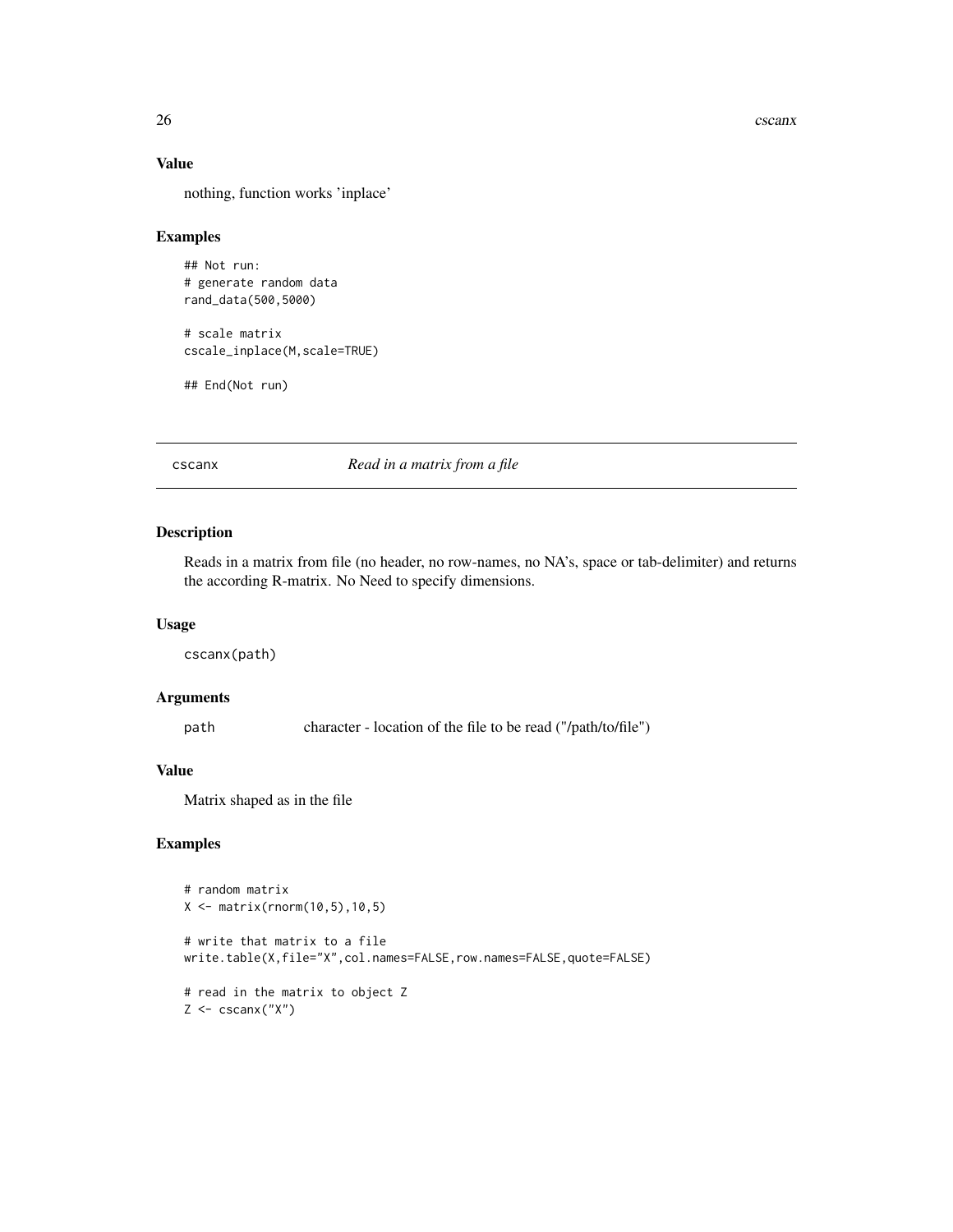## Value

nothing, function works 'inplace'

## Examples

```
## Not run:
# generate random data
rand_data(500,5000)

# scale matrix
cscale_inplace(M,scale=TRUE)

## End(Not run)
```

---

# cscanx — *Read in a matrix from a file*

## Description

Reads in a matrix from file (no header, no row-names, no NA's, space or tab-delimiter) and returns the according R-matrix. No Need to specify dimensions.

## Usage

```
cscanx(path)
```

## Arguments

| | |
|---|---|
| path | character - location of the file to be read ("/path/to/file") |

## Value

Matrix shaped as in the file

## Examples

```
# random matrix
X <- matrix(rnorm(10,5),10,5)

# write that matrix to a file
write.table(X,file="X",col.names=FALSE,row.names=FALSE,quote=FALSE)

# read in the matrix to object Z
Z <- cscanx("X")
```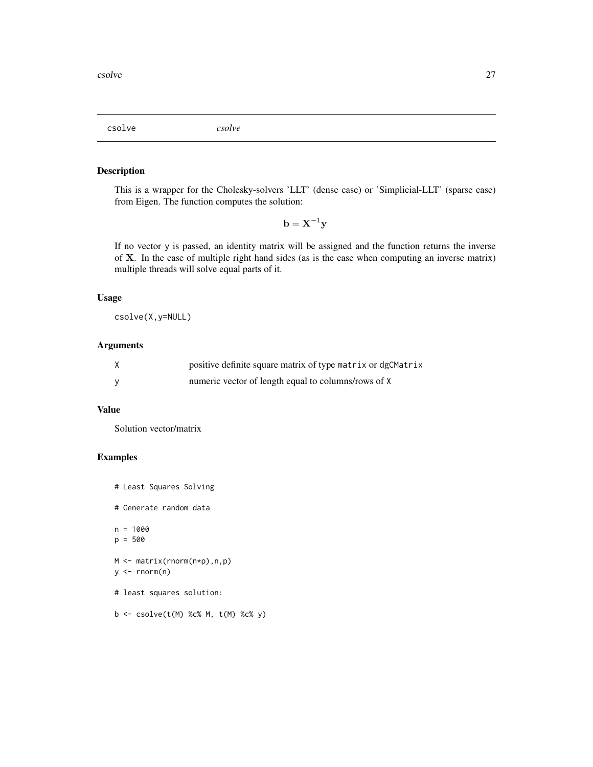# csolve *csolve*

## Description

This is a wrapper for the Cholesky-solvers 'LLT' (dense case) or 'Simplicial-LLT' (sparse case) from Eigen. The function computes the solution:

$$\mathbf{b} = \mathbf{X}^{-1}\mathbf{y}$$

If no vector y is passed, an identity matrix will be assigned and the function returns the inverse of $\mathbf{X}$. In the case of multiple right hand sides (as is the case when computing an inverse matrix) multiple threads will solve equal parts of it.

## Usage

```
csolve(X,y=NULL)
```

## Arguments

| | |
|---|---|
| X | positive definite square matrix of type `matrix` or `dgCMatrix` |
| y | numeric vector of length equal to columns/rows of X |

## Value

Solution vector/matrix

## Examples

```
# Least Squares Solving

# Generate random data

n = 1000
p = 500

M <- matrix(rnorm(n*p),n,p)
y <- rnorm(n)

# least squares solution:

b <- csolve(t(M) %c% M, t(M) %c% y)
```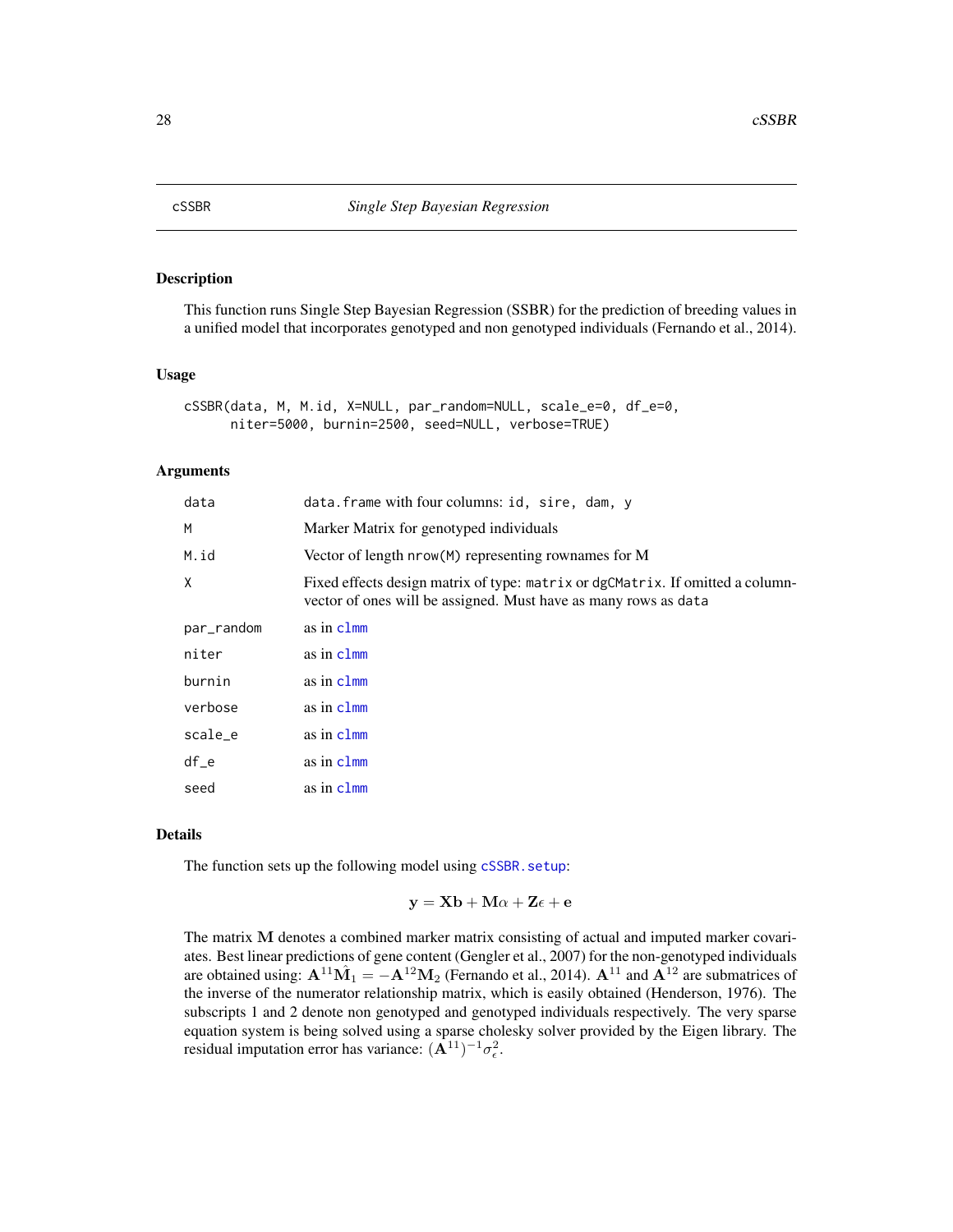# cSSBR — *Single Step Bayesian Regression*

## Description

This function runs Single Step Bayesian Regression (SSBR) for the prediction of breeding values in a unified model that incorporates genotyped and non genotyped individuals (Fernando et al., 2014).

## Usage

```
cSSBR(data, M, M.id, X=NULL, par_random=NULL, scale_e=0, df_e=0,
      niter=5000, burnin=2500, seed=NULL, verbose=TRUE)
```

## Arguments

| | |
|---|---|
| data | `data.frame` with four columns: `id, sire, dam, y` |
| M | Marker Matrix for genotyped individuals |
| M.id | Vector of length `nrow(M)` representing rownames for M |
| X | Fixed effects design matrix of type: `matrix` or `dgCMatrix`. If omitted a column-vector of ones will be assigned. Must have as many rows as `data` |
| par_random | as in clmm |
| niter | as in clmm |
| burnin | as in clmm |
| verbose | as in clmm |
| scale_e | as in clmm |
| df_e | as in clmm |
| seed | as in clmm |

## Details

The function sets up the following model using cSSBR.setup:

$$\mathbf{y} = \mathbf{X}\mathbf{b} + \mathbf{M}\alpha + \mathbf{Z}\epsilon + \mathbf{e}$$

The matrix $\mathbf{M}$ denotes a combined marker matrix consisting of actual and imputed marker covariates. Best linear predictions of gene content (Gengler et al., 2007) for the non-genotyped individuals are obtained using: $\mathbf{A}^{11}\hat{\mathbf{M}}_1 = -\mathbf{A}^{12}\mathbf{M}_2$ (Fernando et al., 2014). $\mathbf{A}^{11}$ and $\mathbf{A}^{12}$ are submatrices of the inverse of the numerator relationship matrix, which is easily obtained (Henderson, 1976). The subscripts 1 and 2 denote non genotyped and genotyped individuals respectively. The very sparse equation system is being solved using a sparse cholesky solver provided by the Eigen library. The residual imputation error has variance: $(\mathbf{A}^{11})^{-1}\sigma^2_\epsilon$.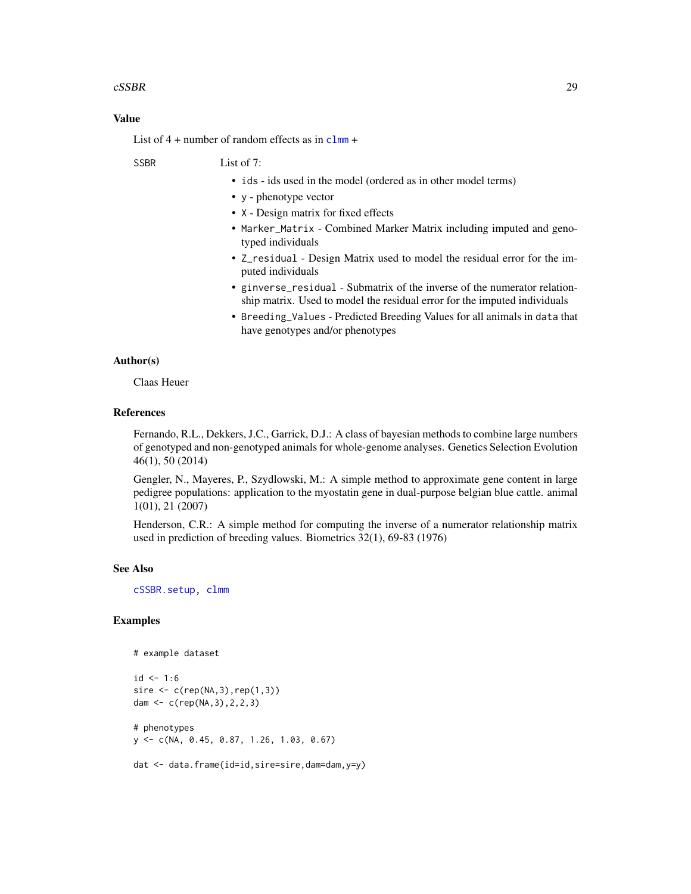## Value

List of 4 + number of random effects as in `clmm` +

SSBR List of 7:

- `ids` - ids used in the model (ordered as in other model terms)
- `y` - phenotype vector
- `X` - Design matrix for fixed effects
- `Marker_Matrix` - Combined Marker Matrix including imputed and genotyped individuals
- `Z_residual` - Design Matrix used to model the residual error for the imputed individuals
- `ginverse_residual` - Submatrix of the inverse of the numerator relationship matrix. Used to model the residual error for the imputed individuals
- `Breeding_Values` - Predicted Breeding Values for all animals in `data` that have genotypes and/or phenotypes

## Author(s)

Claas Heuer

## References

Fernando, R.L., Dekkers, J.C., Garrick, D.J.: A class of bayesian methods to combine large numbers of genotyped and non-genotyped animals for whole-genome analyses. Genetics Selection Evolution 46(1), 50 (2014)

Gengler, N., Mayeres, P., Szydlowski, M.: A simple method to approximate gene content in large pedigree populations: application to the myostatin gene in dual-purpose belgian blue cattle. animal 1(01), 21 (2007)

Henderson, C.R.: A simple method for computing the inverse of a numerator relationship matrix used in prediction of breeding values. Biometrics 32(1), 69-83 (1976)

## See Also

`cSSBR.setup`, `clmm`

## Examples

```
# example dataset

id <- 1:6
sire <- c(rep(NA,3),rep(1,3))
dam <- c(rep(NA,3),2,2,3)

# phenotypes
y <- c(NA, 0.45, 0.87, 1.26, 1.03, 0.67)

dat <- data.frame(id=id,sire=sire,dam=dam,y=y)
```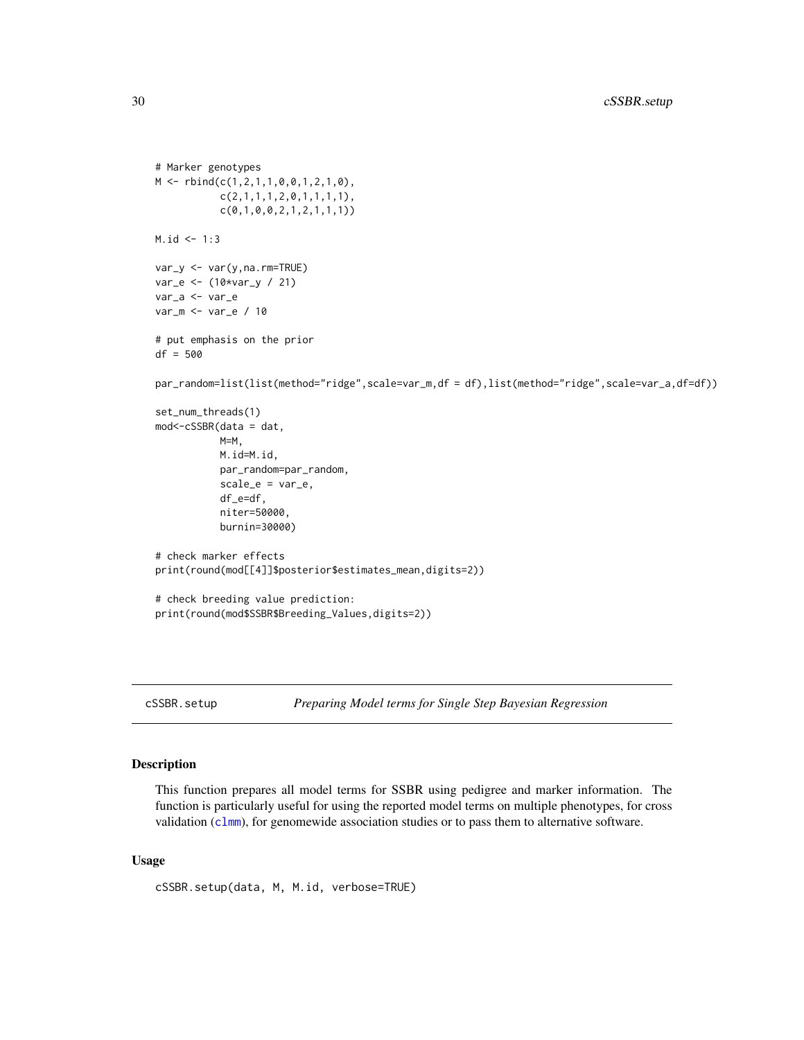```
# Marker genotypes
M <- rbind(c(1,2,1,1,0,0,1,2,1,0),
           c(2,1,1,1,2,0,1,1,1,1),
           c(0,1,0,0,2,1,2,1,1,1))

M.id <- 1:3

var_y <- var(y,na.rm=TRUE)
var_e <- (10*var_y / 21)
var_a <- var_e
var_m <- var_e / 10

# put emphasis on the prior
df = 500

par_random=list(list(method="ridge",scale=var_m,df = df),list(method="ridge",scale=var_a,df=df))

set_num_threads(1)
mod<-cSSBR(data = dat,
           M=M,
           M.id=M.id,
           par_random=par_random,
           scale_e = var_e,
           df_e=df,
           niter=50000,
           burnin=30000)

# check marker effects
print(round(mod[[4]]$posterior$estimates_mean,digits=2))

# check breeding value prediction:
print(round(mod$SSBR$Breeding_Values,digits=2))
```

---

## cSSBR.setup — *Preparing Model terms for Single Step Bayesian Regression*

### Description

This function prepares all model terms for SSBR using pedigree and marker information. The function is particularly useful for using the reported model terms on multiple phenotypes, for cross validation (clmm), for genomewide association studies or to pass them to alternative software.

### Usage

```
cSSBR.setup(data, M, M.id, verbose=TRUE)
```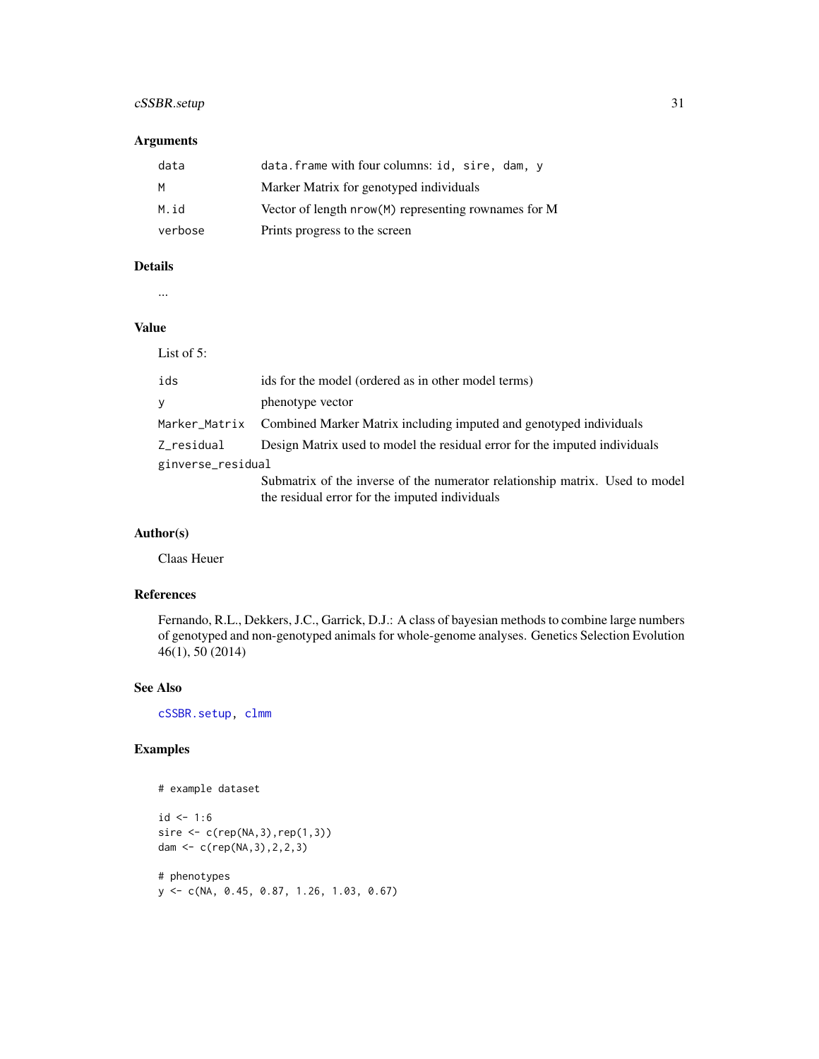### Arguments

| | |
|---|---|
| `data` | `data.frame` with four columns: `id, sire, dam, y` |
| `M` | Marker Matrix for genotyped individuals |
| `M.id` | Vector of length `nrow(M)` representing rownames for M |
| `verbose` | Prints progress to the screen |

### Details

...

### Value

List of 5:

| | |
|---|---|
| `ids` | ids for the model (ordered as in other model terms) |
| `y` | phenotype vector |
| `Marker_Matrix` | Combined Marker Matrix including imputed and genotyped individuals |
| `Z_residual` | Design Matrix used to model the residual error for the imputed individuals |
| `ginverse_residual` | Submatrix of the inverse of the numerator relationship matrix. Used to model the residual error for the imputed individuals |

### Author(s)

Claas Heuer

### References

Fernando, R.L., Dekkers, J.C., Garrick, D.J.: A class of bayesian methods to combine large numbers of genotyped and non-genotyped animals for whole-genome analyses. Genetics Selection Evolution 46(1), 50 (2014)

### See Also

`cSSBR.setup`, `clmm`

### Examples

```
# example dataset

id <- 1:6
sire <- c(rep(NA,3),rep(1,3))
dam <- c(rep(NA,3),2,2,3)

# phenotypes
y <- c(NA, 0.45, 0.87, 1.26, 1.03, 0.67)
```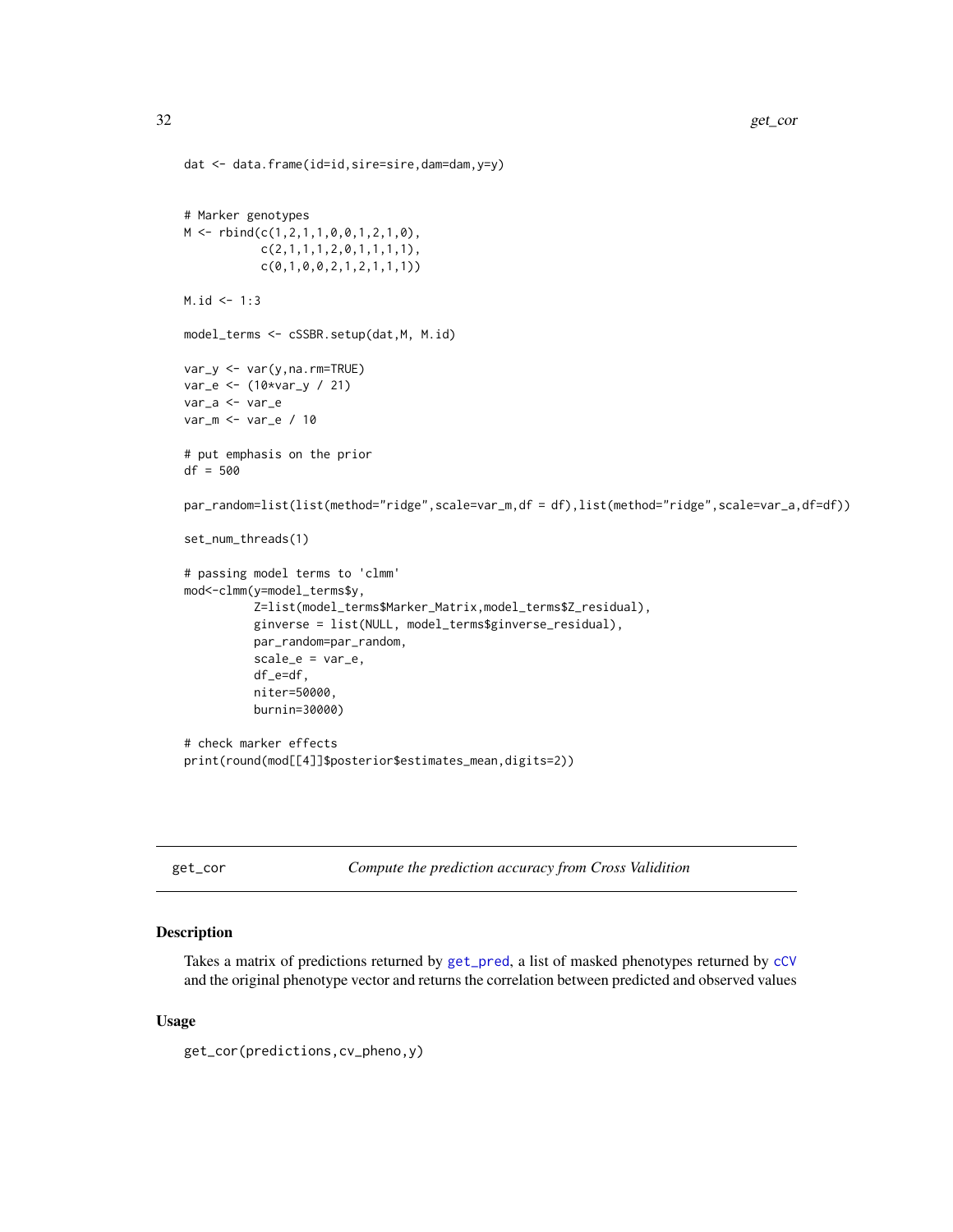```
dat <- data.frame(id=id,sire=sire,dam=dam,y=y)


# Marker genotypes
M <- rbind(c(1,2,1,1,0,0,1,2,1,0),
           c(2,1,1,1,2,0,1,1,1,1),
           c(0,1,0,0,2,1,2,1,1,1))

M.id <- 1:3

model_terms <- cSSBR.setup(dat,M, M.id)

var_y <- var(y,na.rm=TRUE)
var_e <- (10*var_y / 21)
var_a <- var_e
var_m <- var_e / 10

# put emphasis on the prior
df = 500

par_random=list(list(method="ridge",scale=var_m,df = df),list(method="ridge",scale=var_a,df=df))

set_num_threads(1)

# passing model terms to 'clmm'
mod<-clmm(y=model_terms$y,
          Z=list(model_terms$Marker_Matrix,model_terms$Z_residual),
          ginverse = list(NULL, model_terms$ginverse_residual),
          par_random=par_random,
          scale_e = var_e,
          df_e=df,
          niter=50000,
          burnin=30000)

# check marker effects
print(round(mod[[4]]$posterior$estimates_mean,digits=2))
```

---

get_cor *Compute the prediction accuracy from Cross Validition*

---

## Description

Takes a matrix of predictions returned by get_pred, a list of masked phenotypes returned by cCV and the original phenotype vector and returns the correlation between predicted and observed values

## Usage

```
get_cor(predictions,cv_pheno,y)
```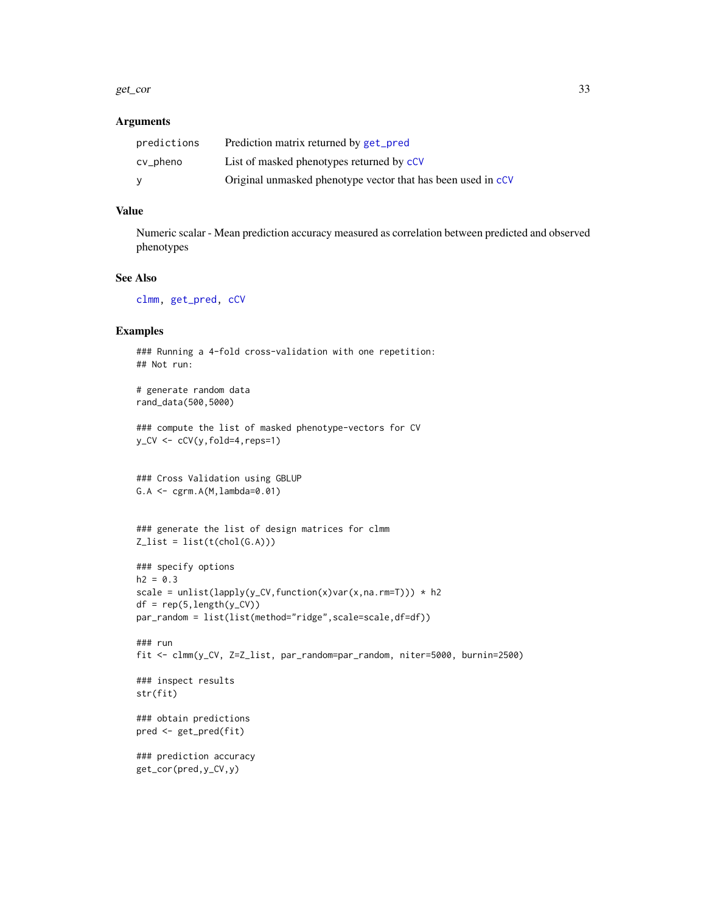## Arguments

| | |
|---|---|
| predictions | Prediction matrix returned by get_pred |
| cv_pheno | List of masked phenotypes returned by cCV |
| y | Original unmasked phenotype vector that has been used in cCV |

## Value

Numeric scalar - Mean prediction accuracy measured as correlation between predicted and observed phenotypes

## See Also

clmm, get_pred, cCV

## Examples

```
### Running a 4-fold cross-validation with one repetition:
## Not run:

# generate random data
rand_data(500,5000)

### compute the list of masked phenotype-vectors for CV
y_CV <- cCV(y,fold=4,reps=1)


### Cross Validation using GBLUP
G.A <- cgrm.A(M,lambda=0.01)


### generate the list of design matrices for clmm
Z_list = list(t(chol(G.A)))

### specify options
h2 = 0.3
scale = unlist(lapply(y_CV,function(x)var(x,na.rm=T))) * h2
df = rep(5,length(y_CV))
par_random = list(list(method="ridge",scale=scale,df=df))

### run
fit <- clmm(y_CV, Z=Z_list, par_random=par_random, niter=5000, burnin=2500)

### inspect results
str(fit)

### obtain predictions
pred <- get_pred(fit)

### prediction accuracy
get_cor(pred,y_CV,y)
```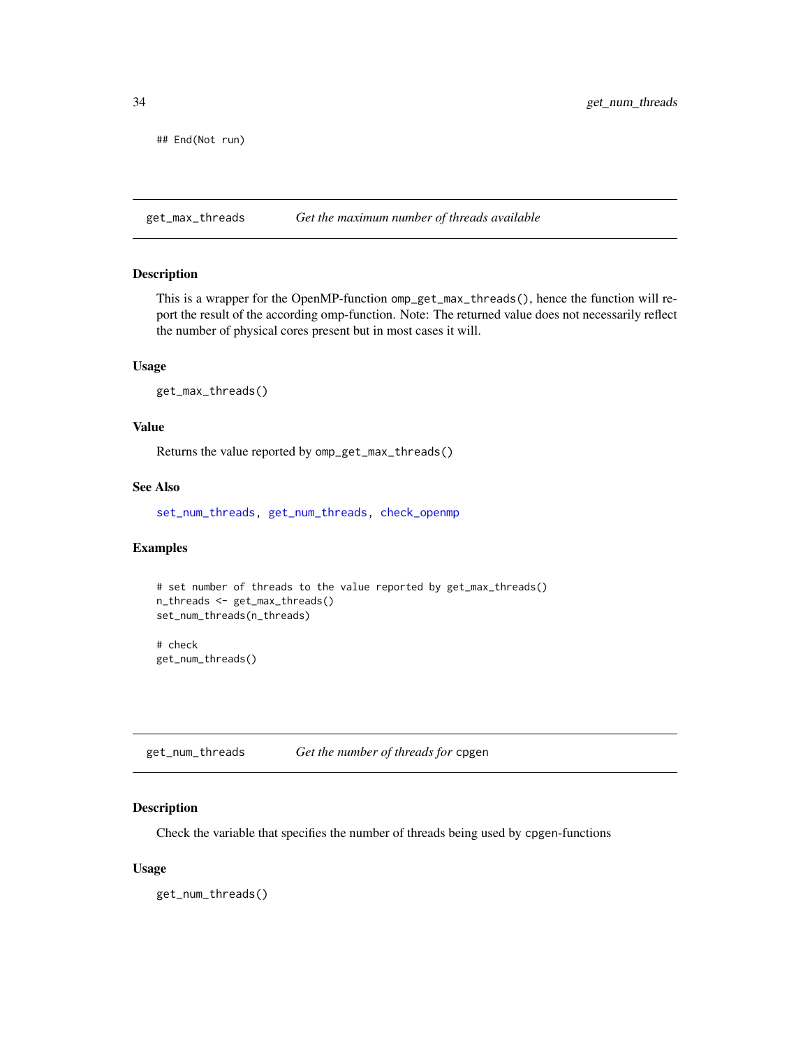```
## End(Not run)
```

---

## get_max_threads — *Get the maximum number of threads available*

### Description

This is a wrapper for the OpenMP-function `omp_get_max_threads()`, hence the function will report the result of the according omp-function. Note: The returned value does not necessarily reflect the number of physical cores present but in most cases it will.

### Usage

```
get_max_threads()
```

### Value

Returns the value reported by `omp_get_max_threads()`

### See Also

`set_num_threads`, `get_num_threads`, `check_openmp`

### Examples

```
# set number of threads to the value reported by get_max_threads()
n_threads <- get_max_threads()
set_num_threads(n_threads)

# check
get_num_threads()
```

---

## get_num_threads — *Get the number of threads for* `cpgen`

### Description

Check the variable that specifies the number of threads being used by cpgen-functions

### Usage

```
get_num_threads()
```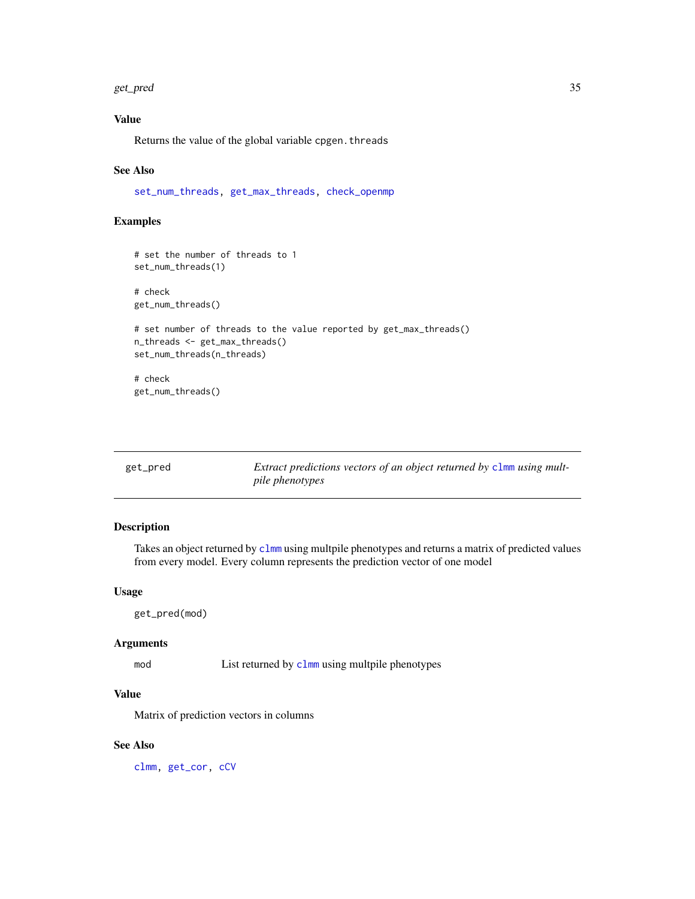### Value

Returns the value of the global variable cpgen.threads

### See Also

set_num_threads, get_max_threads, check_openmp

### Examples

```
# set the number of threads to 1
set_num_threads(1)

# check
get_num_threads()

# set number of threads to the value reported by get_max_threads()
n_threads <- get_max_threads()
set_num_threads(n_threads)

# check
get_num_threads()
```

---

## get_pred — *Extract predictions vectors of an object returned by clmm using multpile phenotypes*

---

### Description

Takes an object returned by clmm using multpile phenotypes and returns a matrix of predicted values from every model. Every column represents the prediction vector of one model

### Usage

```
get_pred(mod)
```

### Arguments

| | |
|---|---|
| mod | List returned by clmm using multpile phenotypes |

### Value

Matrix of prediction vectors in columns

### See Also

clmm, get_cor, cCV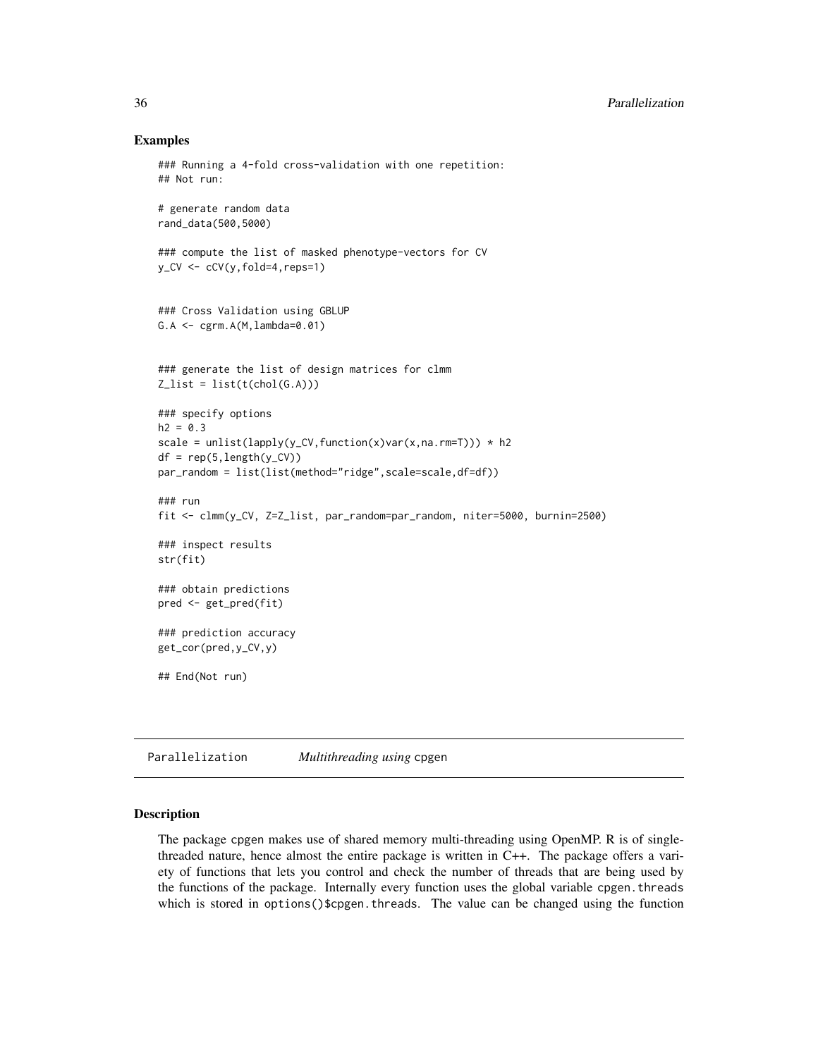## Examples

```
### Running a 4-fold cross-validation with one repetition:
## Not run:

# generate random data
rand_data(500,5000)

### compute the list of masked phenotype-vectors for CV
y_CV <- cCV(y,fold=4,reps=1)


### Cross Validation using GBLUP
G.A <- cgrm.A(M,lambda=0.01)


### generate the list of design matrices for clmm
Z_list = list(t(chol(G.A)))

### specify options
h2 = 0.3
scale = unlist(lapply(y_CV,function(x)var(x,na.rm=T))) * h2
df = rep(5,length(y_CV))
par_random = list(list(method="ridge",scale=scale,df=df))

### run
fit <- clmm(y_CV, Z=Z_list, par_random=par_random, niter=5000, burnin=2500)

### inspect results
str(fit)

### obtain predictions
pred <- get_pred(fit)

### prediction accuracy
get_cor(pred,y_CV,y)

## End(Not run)
```

---

Parallelization    *Multithreading using* cpgen

---

## Description

The package cpgen makes use of shared memory multi-threading using OpenMP. R is of single-threaded nature, hence almost the entire package is written in C++. The package offers a variety of functions that lets you control and check the number of threads that are being used by the functions of the package. Internally every function uses the global variable `cpgen.threads` which is stored in `options()$cpgen.threads`. The value can be changed using the function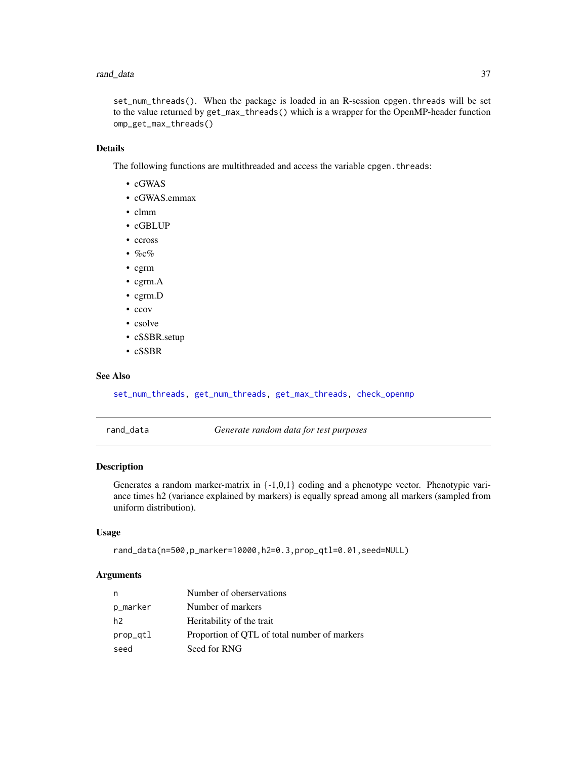set_num_threads(). When the package is loaded in an R-session cpgen.threads will be set to the value returned by get_max_threads() which is a wrapper for the OpenMP-header function omp_get_max_threads()

### Details

The following functions are multithreaded and access the variable cpgen.threads:

- cGWAS
- cGWAS.emmax
- clmm
- cGBLUP
- ccross
- %c%
- cgrm
- cgrm.A
- cgrm.D
- ccov
- csolve
- cSSBR.setup
- cSSBR

### See Also

set_num_threads, get_num_threads, get_max_threads, check_openmp

---

## rand_data — *Generate random data for test purposes*

### Description

Generates a random marker-matrix in {-1,0,1} coding and a phenotype vector. Phenotypic variance times h2 (variance explained by markers) is equally spread among all markers (sampled from uniform distribution).

### Usage

```
rand_data(n=500,p_marker=10000,h2=0.3,prop_qtl=0.01,seed=NULL)
```

### Arguments

| | |
|---|---|
| n | Number of oberservations |
| p_marker | Number of markers |
| h2 | Heritability of the trait |
| prop_qtl | Proportion of QTL of total number of markers |
| seed | Seed for RNG |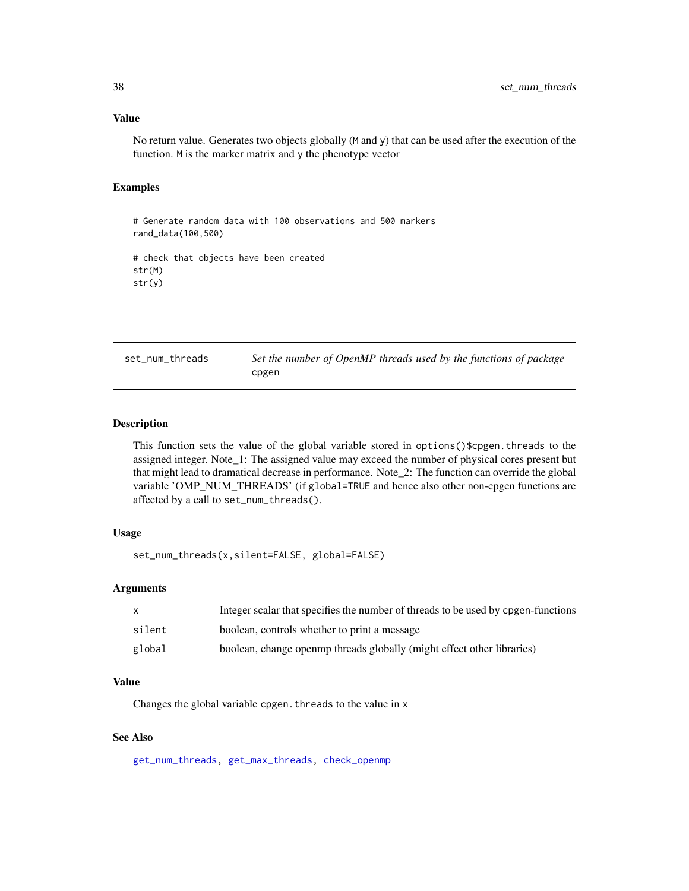### Value

No return value. Generates two objects globally (`M` and `y`) that can be used after the execution of the function. `M` is the marker matrix and `y` the phenotype vector

### Examples

```
# Generate random data with 100 observations and 500 markers
rand_data(100,500)

# check that objects have been created
str(M)
str(y)
```

---

## set_num_threads — *Set the number of OpenMP threads used by the functions of package* `cpgen`

---

### Description

This function sets the value of the global variable stored in `options()$cpgen.threads` to the assigned integer. Note_1: The assigned value may exceed the number of physical cores present but that might lead to dramatical decrease in performance. Note_2: The function can override the global variable 'OMP_NUM_THREADS' (if `global=TRUE` and hence also other non-cpgen functions are affected by a call to `set_num_threads()`.

### Usage

```
set_num_threads(x,silent=FALSE, global=FALSE)
```

### Arguments

| | |
|---|---|
| x | Integer scalar that specifies the number of threads to be used by cpgen-functions |
| silent | boolean, controls whether to print a message |
| global | boolean, change openmp threads globally (might effect other libraries) |

### Value

Changes the global variable `cpgen.threads` to the value in `x`

### See Also

`get_num_threads`, `get_max_threads`, `check_openmp`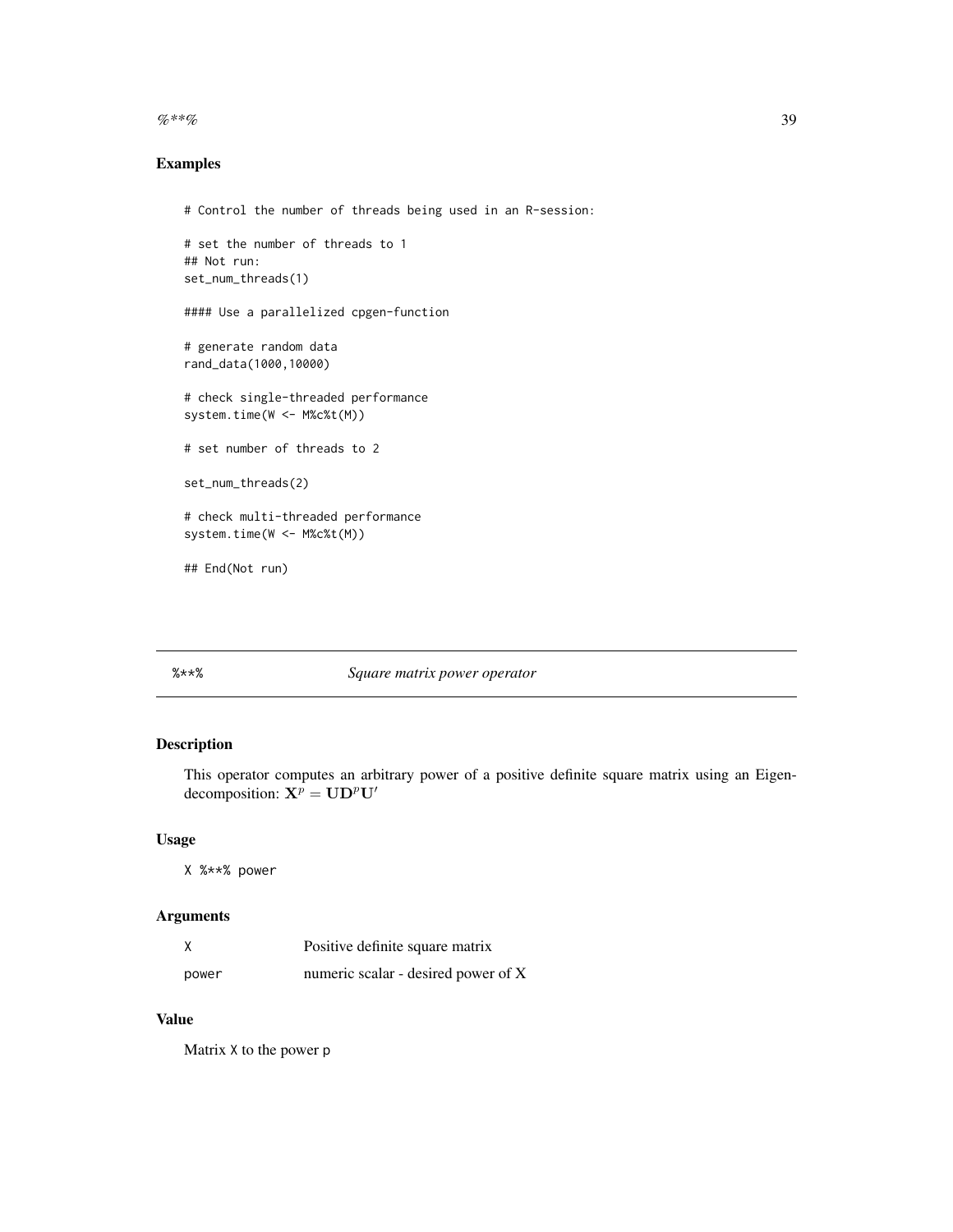## Examples

```
# Control the number of threads being used in an R-session:

# set the number of threads to 1
## Not run:
set_num_threads(1)

#### Use a parallelized cpgen-function

# generate random data
rand_data(1000,10000)

# check single-threaded performance
system.time(W <- M%c%t(M))

# set number of threads to 2

set_num_threads(2)

# check multi-threaded performance
system.time(W <- M%c%t(M))

## End(Not run)
```

---

`%**%` *Square matrix power operator*

---

## Description

This operator computes an arbitrary power of a positive definite square matrix using an Eigen-decomposition: $\mathbf{X}^p = \mathbf{U}\mathbf{D}^p\mathbf{U}'$

## Usage

```
X %**% power
```

## Arguments

| | |
|---|---|
| X | Positive definite square matrix |
| power | numeric scalar - desired power of X |

## Value

Matrix X to the power p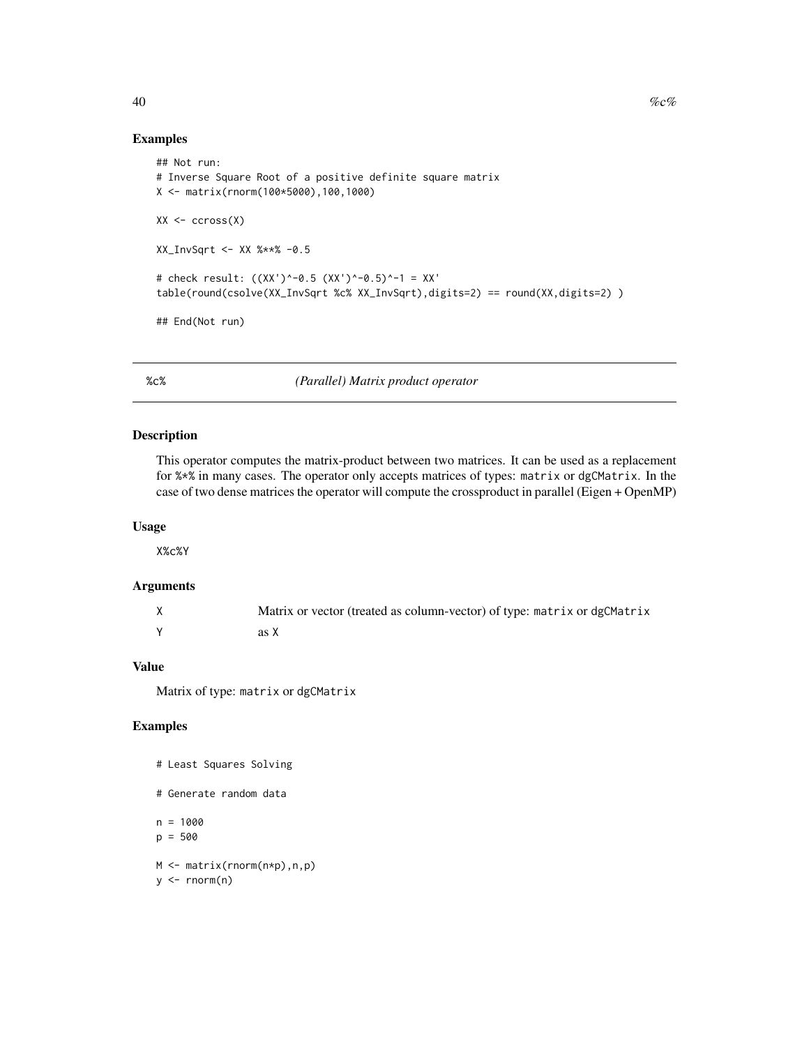## Examples

```
## Not run:
# Inverse Square Root of a positive definite square matrix
X <- matrix(rnorm(100*5000),100,1000)

XX <- ccross(X)

XX_InvSqrt <- XX %**% -0.5

# check result: ((XX')^-0.5 (XX')^-0.5)^-1 = XX'
table(round(csolve(XX_InvSqrt %c% XX_InvSqrt),digits=2) == round(XX,digits=2) )

## End(Not run)
```

---

# %c% *(Parallel) Matrix product operator*

## Description

This operator computes the matrix-product between two matrices. It can be used as a replacement for %*% in many cases. The operator only accepts matrices of types: matrix or dgCMatrix. In the case of two dense matrices the operator will compute the crossproduct in parallel (Eigen + OpenMP)

## Usage

```
X%c%Y
```

## Arguments

| | |
|---|---|
| X | Matrix or vector (treated as column-vector) of type: matrix or dgCMatrix |
| Y | as X |

## Value

Matrix of type: matrix or dgCMatrix

## Examples

```
# Least Squares Solving

# Generate random data

n = 1000
p = 500

M <- matrix(rnorm(n*p),n,p)
y <- rnorm(n)
```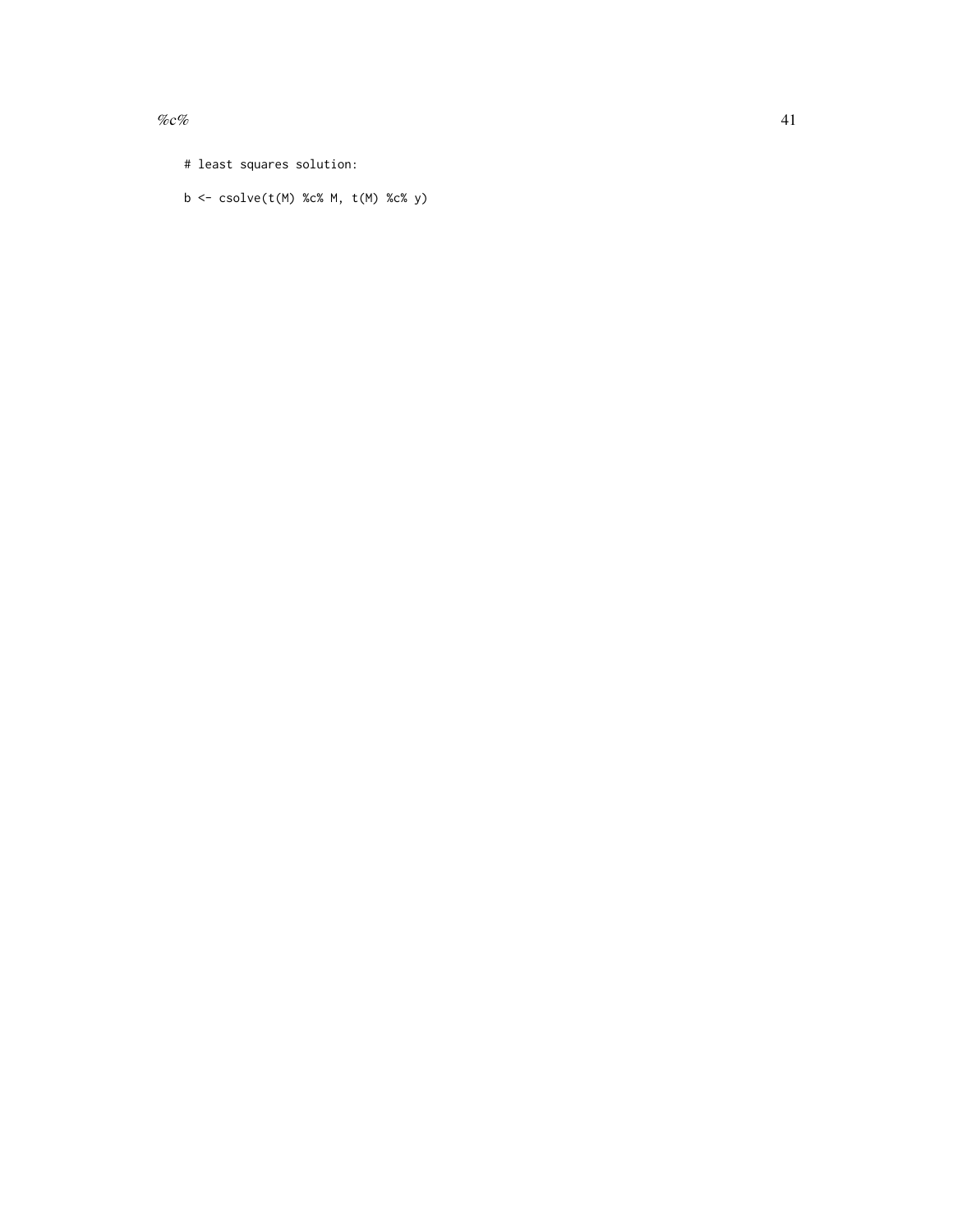```
# least squares solution:

b <- csolve(t(M) %c% M, t(M) %c% y)
```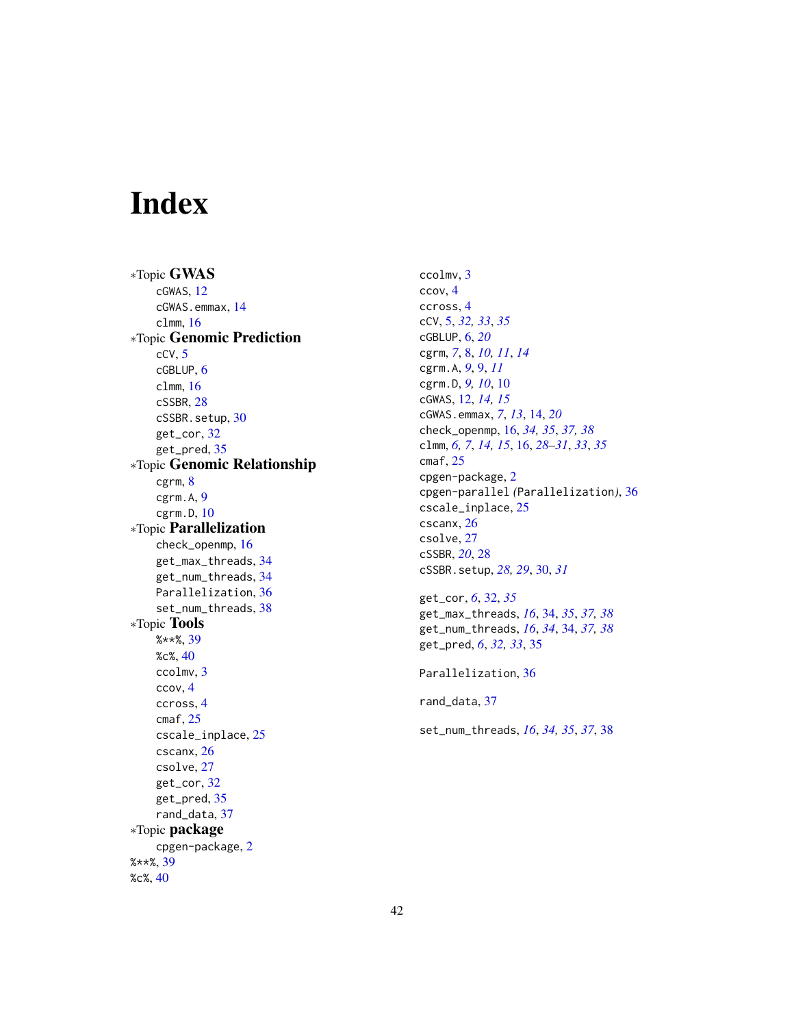# Index

∗Topic **GWAS**
- cGWAS, 12
- cGWAS.emmax, 14
- clmm, 16

∗Topic **Genomic Prediction**
- cCV, 5
- cGBLUP, 6
- clmm, 16
- cSSBR, 28
- cSSBR.setup, 30
- get_cor, 32
- get_pred, 35

∗Topic **Genomic Relationship**
- cgrm, 8
- cgrm.A, 9
- cgrm.D, 10

∗Topic **Parallelization**
- check_openmp, 16
- get_max_threads, 34
- get_num_threads, 34
- Parallelization, 36
- set_num_threads, 38

∗Topic **Tools**
- %**%, 39
- %c%, 40
- ccolmv, 3
- ccov, 4
- ccross, 4
- cmaf, 25
- cscale_inplace, 25
- cscanx, 26
- csolve, 27
- get_cor, 32
- get_pred, 35
- rand_data, 37

∗Topic **package**
- cpgen-package, 2

%**%, 39
%c%, 40

ccolmv, 3
ccov, 4
ccross, 4
cCV, 5, *32, 33*, *35*
cGBLUP, 6, *20*
cgrm, *7*, 8, *10, 11*, *14*
cgrm.A, *9*, 9, *11*
cgrm.D, *9, 10*, 10
cGWAS, 12, *14, 15*
cGWAS.emmax, *7*, *13*, 14, *20*
check_openmp, 16, *34, 35*, *37, 38*
clmm, *6, 7*, *14, 15*, 16, *28–31*, *33*, *35*
cmaf, 25
cpgen-package, 2
cpgen-parallel *(*Parallelization*)*, 36
cscale_inplace, 25
cscanx, 26
csolve, 27
cSSBR, *20*, 28
cSSBR.setup, *28, 29*, 30, *31*

get_cor, *6*, 32, *35*
get_max_threads, *16*, 34, *35*, *37, 38*
get_num_threads, *16*, *34*, 34, *37, 38*
get_pred, *6*, *32, 33*, 35

Parallelization, 36

rand_data, 37

set_num_threads, *16*, *34, 35*, *37*, 38